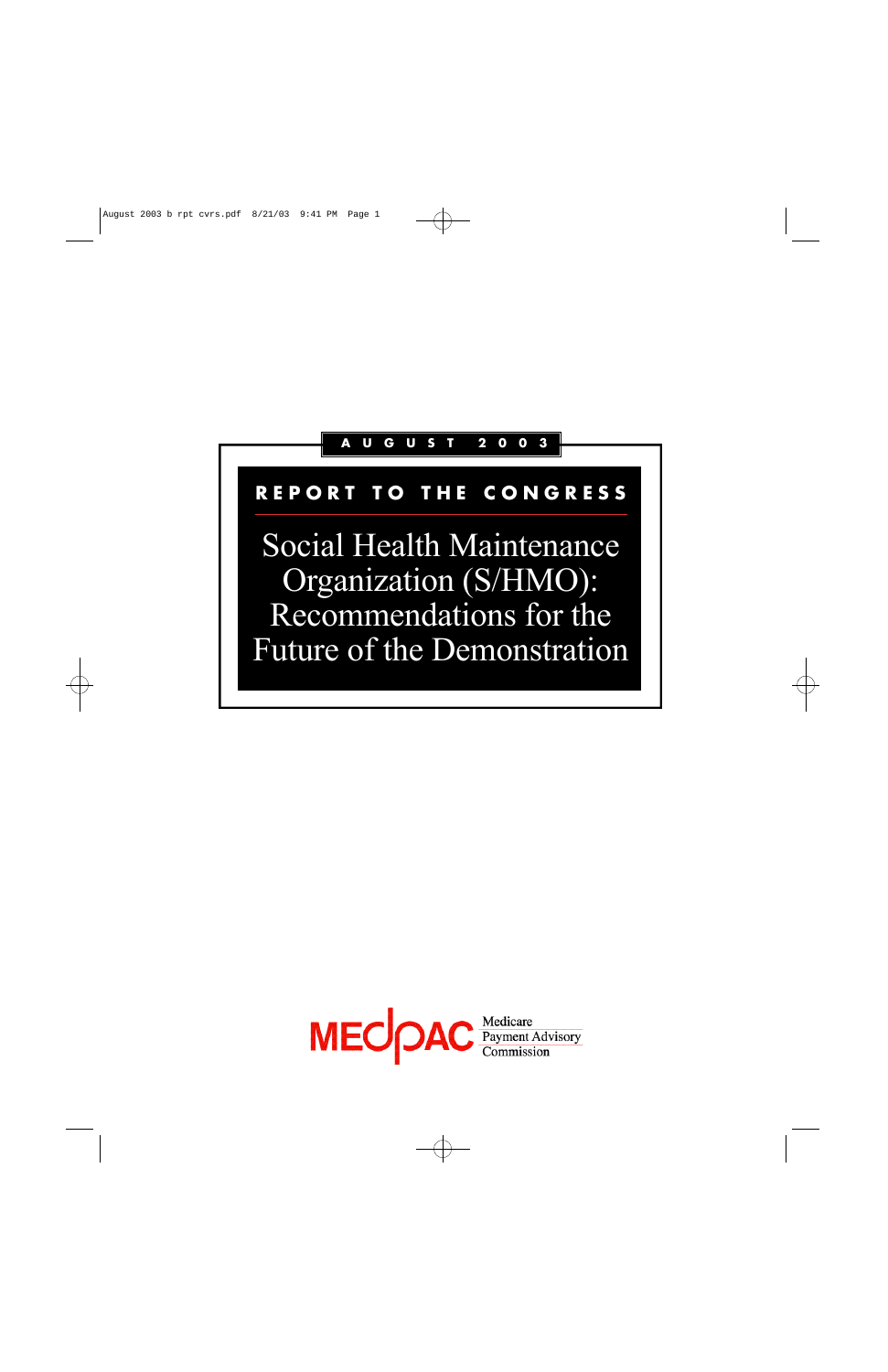AUGUST 2003

REPORT TO THE CONGRESS

# Social Health Maintenance Organization (S/HMO): Recommendations for the Future of the Demonstration

MEDPAC Medicare Payment Advisory Commission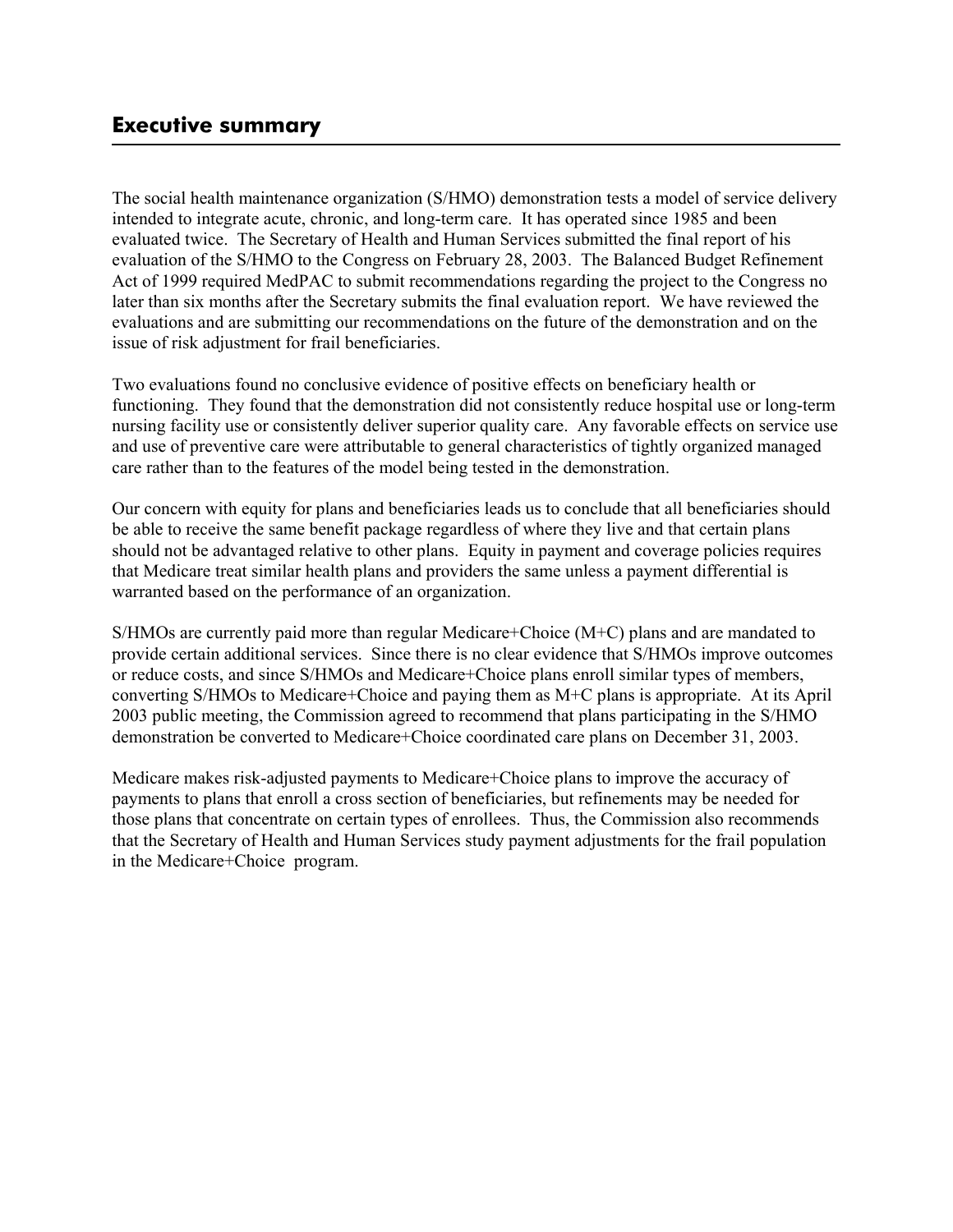# Executive summary

The social health maintenance organization (S/HMO) demonstration tests a model of service delivery intended to integrate acute, chronic, and long-term care. It has operated since 1985 and been evaluated twice. The Secretary of Health and Human Services submitted the final report of his evaluation of the S/HMO to the Congress on February 28, 2003. The Balanced Budget Refinement Act of 1999 required MedPAC to submit recommendations regarding the project to the Congress no later than six months after the Secretary submits the final evaluation report. We have reviewed the evaluations and are submitting our recommendations on the future of the demonstration and on the issue of risk adjustment for frail beneficiaries.

Two evaluations found no conclusive evidence of positive effects on beneficiary health or functioning. They found that the demonstration did not consistently reduce hospital use or long-term nursing facility use or consistently deliver superior quality care. Any favorable effects on service use and use of preventive care were attributable to general characteristics of tightly organized managed care rather than to the features of the model being tested in the demonstration.

Our concern with equity for plans and beneficiaries leads us to conclude that all beneficiaries should be able to receive the same benefit package regardless of where they live and that certain plans should not be advantaged relative to other plans. Equity in payment and coverage policies requires that Medicare treat similar health plans and providers the same unless a payment differential is warranted based on the performance of an organization.

S/HMOs are currently paid more than regular Medicare+Choice (M+C) plans and are mandated to provide certain additional services. Since there is no clear evidence that S/HMOs improve outcomes or reduce costs, and since S/HMOs and Medicare+Choice plans enroll similar types of members, converting S/HMOs to Medicare+Choice and paying them as M+C plans is appropriate. At its April 2003 public meeting, the Commission agreed to recommend that plans participating in the S/HMO demonstration be converted to Medicare+Choice coordinated care plans on December 31, 2003.

Medicare makes risk-adjusted payments to Medicare+Choice plans to improve the accuracy of payments to plans that enroll a cross section of beneficiaries, but refinements may be needed for those plans that concentrate on certain types of enrollees. Thus, the Commission also recommends that the Secretary of Health and Human Services study payment adjustments for the frail population in the Medicare+Choice program.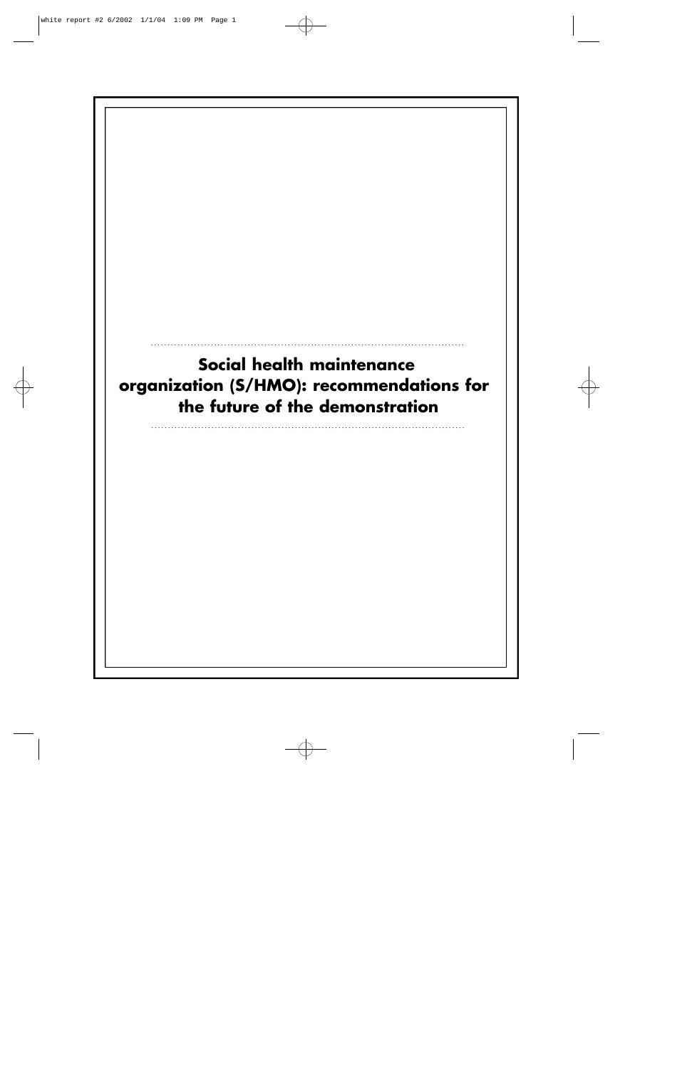# Social health maintenance organization (S/HMO): recommendations for the future of the demonstration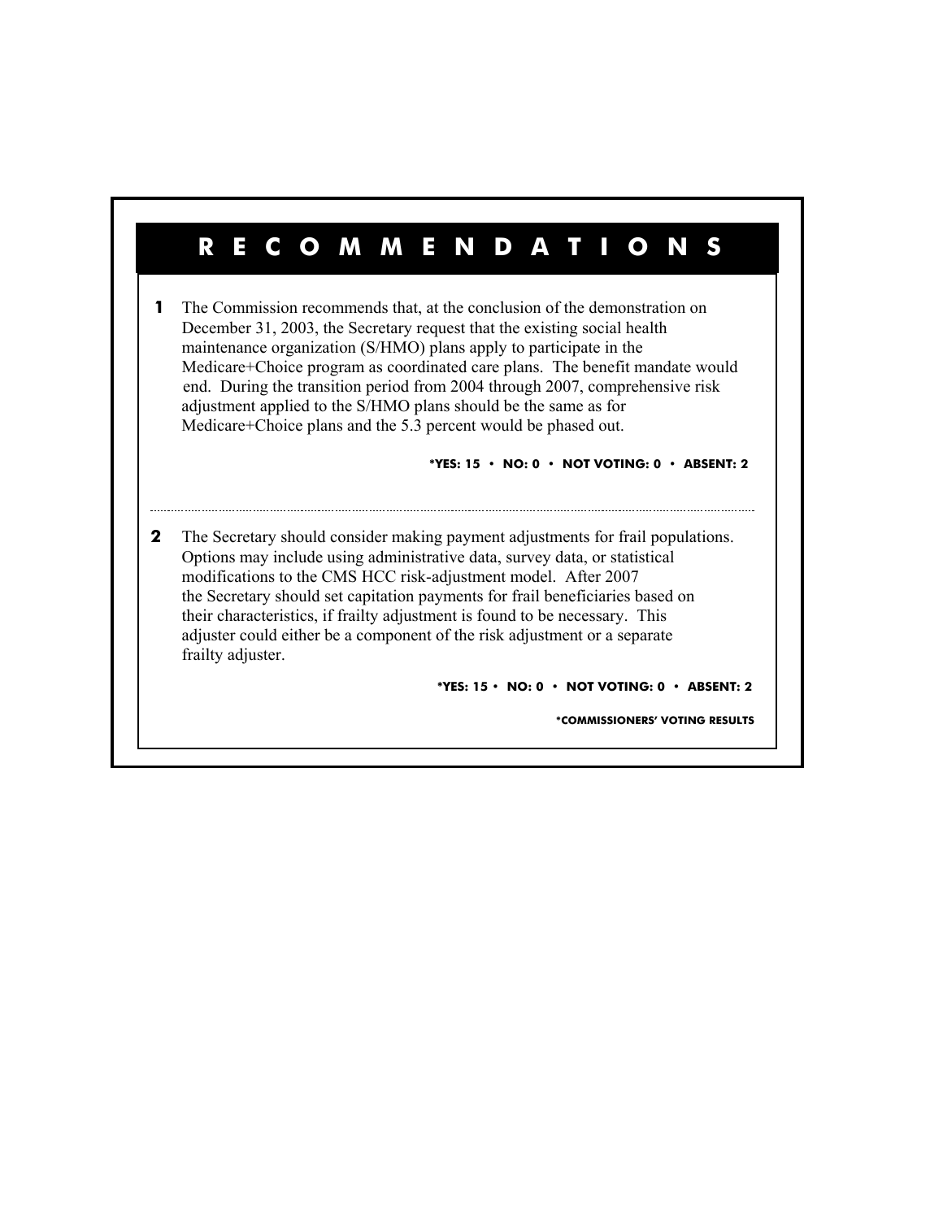# RECOMMENDATIONS

**1** The Commission recommends that, at the conclusion of the demonstration on December 31, 2003, the Secretary request that the existing social health maintenance organization (S/HMO) plans apply to participate in the Medicare+Choice program as coordinated care plans. The benefit mandate would end. During the transition period from 2004 through 2007, comprehensive risk adjustment applied to the S/HMO plans should be the same as for Medicare+Choice plans and the 5.3 percent would be phased out.

**\*YES: 15 • NO: 0 • NOT VOTING: 0 • ABSENT: 2**

---

**2** The Secretary should consider making payment adjustments for frail populations. Options may include using administrative data, survey data, or statistical modifications to the CMS HCC risk-adjustment model. After 2007 the Secretary should set capitation payments for frail beneficiaries based on their characteristics, if frailty adjustment is found to be necessary. This adjuster could either be a component of the risk adjustment or a separate frailty adjuster.

**\*YES: 15 • NO: 0 • NOT VOTING: 0 • ABSENT: 2**

**\*COMMISSIONERS' VOTING RESULTS**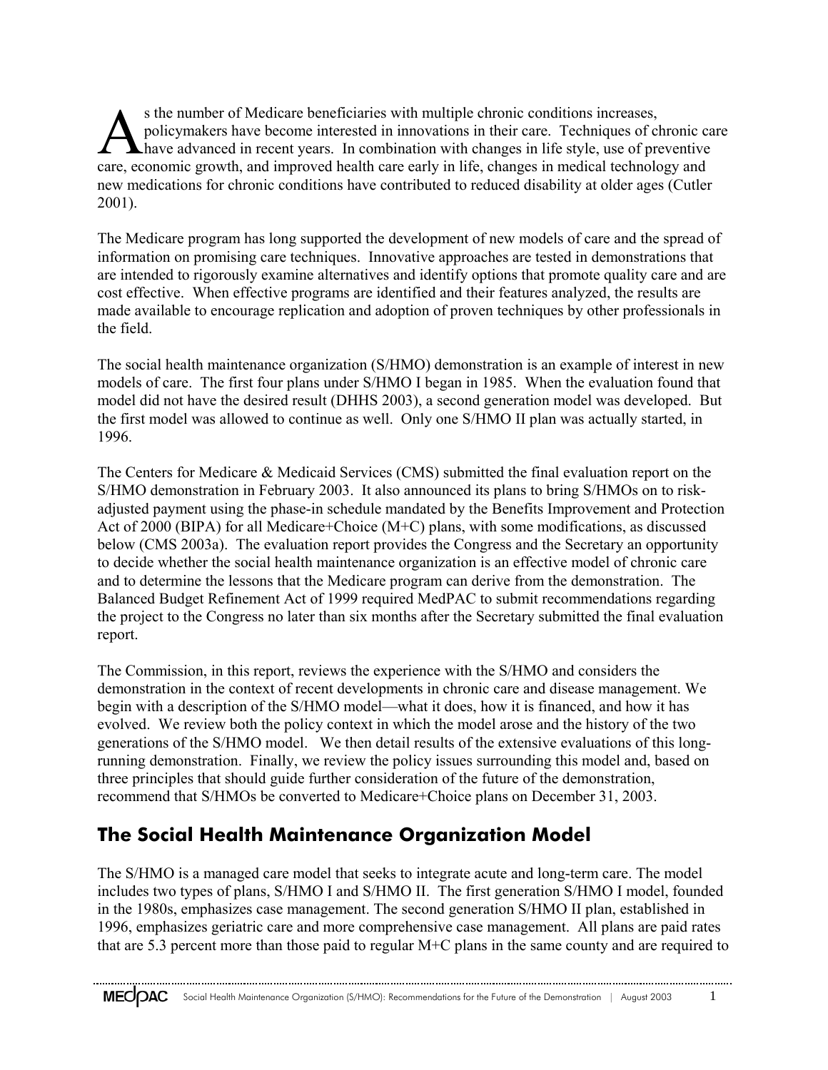As the number of Medicare beneficiaries with multiple chronic conditions increases, policymakers have become interested in innovations in their care. Techniques of chronic care have advanced in recent years. In combination with changes in life style, use of preventive care, economic growth, and improved health care early in life, changes in medical technology and new medications for chronic conditions have contributed to reduced disability at older ages (Cutler 2001).

The Medicare program has long supported the development of new models of care and the spread of information on promising care techniques. Innovative approaches are tested in demonstrations that are intended to rigorously examine alternatives and identify options that promote quality care and are cost effective. When effective programs are identified and their features analyzed, the results are made available to encourage replication and adoption of proven techniques by other professionals in the field.

The social health maintenance organization (S/HMO) demonstration is an example of interest in new models of care. The first four plans under S/HMO I began in 1985. When the evaluation found that model did not have the desired result (DHHS 2003), a second generation model was developed. But the first model was allowed to continue as well. Only one S/HMO II plan was actually started, in 1996.

The Centers for Medicare & Medicaid Services (CMS) submitted the final evaluation report on the S/HMO demonstration in February 2003. It also announced its plans to bring S/HMOs on to risk-adjusted payment using the phase-in schedule mandated by the Benefits Improvement and Protection Act of 2000 (BIPA) for all Medicare+Choice (M+C) plans, with some modifications, as discussed below (CMS 2003a). The evaluation report provides the Congress and the Secretary an opportunity to decide whether the social health maintenance organization is an effective model of chronic care and to determine the lessons that the Medicare program can derive from the demonstration. The Balanced Budget Refinement Act of 1999 required MedPAC to submit recommendations regarding the project to the Congress no later than six months after the Secretary submitted the final evaluation report.

The Commission, in this report, reviews the experience with the S/HMO and considers the demonstration in the context of recent developments in chronic care and disease management. We begin with a description of the S/HMO model—what it does, how it is financed, and how it has evolved. We review both the policy context in which the model arose and the history of the two generations of the S/HMO model. We then detail results of the extensive evaluations of this long-running demonstration. Finally, we review the policy issues surrounding this model and, based on three principles that should guide further consideration of the future of the demonstration, recommend that S/HMOs be converted to Medicare+Choice plans on December 31, 2003.

## The Social Health Maintenance Organization Model

The S/HMO is a managed care model that seeks to integrate acute and long-term care. The model includes two types of plans, S/HMO I and S/HMO II. The first generation S/HMO I model, founded in the 1980s, emphasizes case management. The second generation S/HMO II plan, established in 1996, emphasizes geriatric care and more comprehensive case management. All plans are paid rates that are 5.3 percent more than those paid to regular M+C plans in the same county and are required to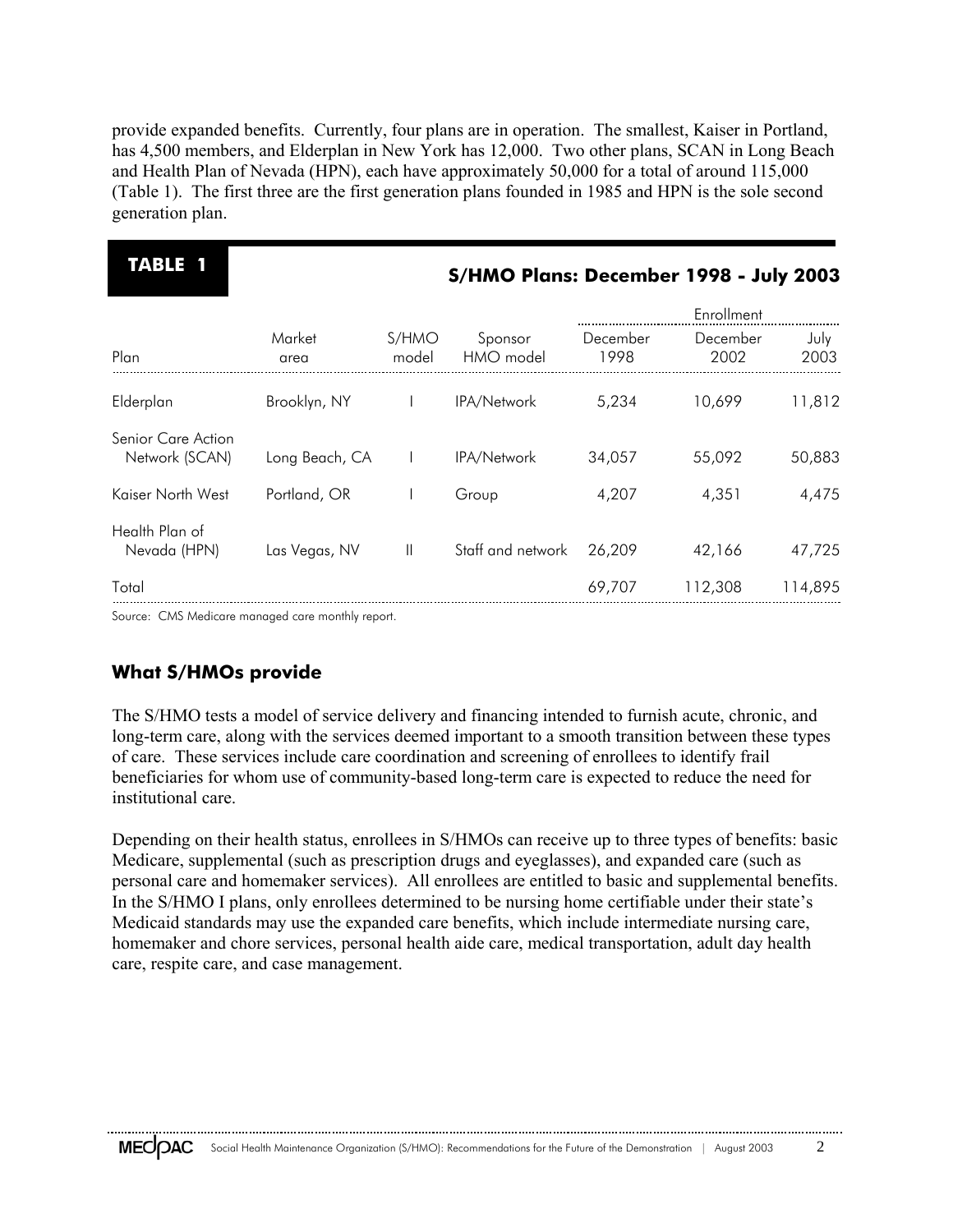provide expanded benefits. Currently, four plans are in operation. The smallest, Kaiser in Portland, has 4,500 members, and Elderplan in New York has 12,000. Two other plans, SCAN in Long Beach and Health Plan of Nevada (HPN), each have approximately 50,000 for a total of around 115,000 (Table 1). The first three are the first generation plans founded in 1985 and HPN is the sole second generation plan.

**TABLE 1**

**S/HMO Plans: December 1998 - July 2003**

| Plan | Market area | S/HMO model | Sponsor HMO model | Enrollment | | |
|---|---|---|---|---|---|---|
| | | | | December 1998 | December 2002 | July 2003 |
| Elderplan | Brooklyn, NY | I | IPA/Network | 5,234 | 10,699 | 11,812 |
| Senior Care Action Network (SCAN) | Long Beach, CA | I | IPA/Network | 34,057 | 55,092 | 50,883 |
| Kaiser North West | Portland, OR | I | Group | 4,207 | 4,351 | 4,475 |
| Health Plan of Nevada (HPN) | Las Vegas, NV | II | Staff and network | 26,209 | 42,166 | 47,725 |
| Total | | | | 69,707 | 112,308 | 114,895 |

Source: CMS Medicare managed care monthly report.

### What S/HMOs provide

The S/HMO tests a model of service delivery and financing intended to furnish acute, chronic, and long-term care, along with the services deemed important to a smooth transition between these types of care. These services include care coordination and screening of enrollees to identify frail beneficiaries for whom use of community-based long-term care is expected to reduce the need for institutional care.

Depending on their health status, enrollees in S/HMOs can receive up to three types of benefits: basic Medicare, supplemental (such as prescription drugs and eyeglasses), and expanded care (such as personal care and homemaker services). All enrollees are entitled to basic and supplemental benefits. In the S/HMO I plans, only enrollees determined to be nursing home certifiable under their state's Medicaid standards may use the expanded care benefits, which include intermediate nursing care, homemaker and chore services, personal health aide care, medical transportation, adult day health care, respite care, and case management.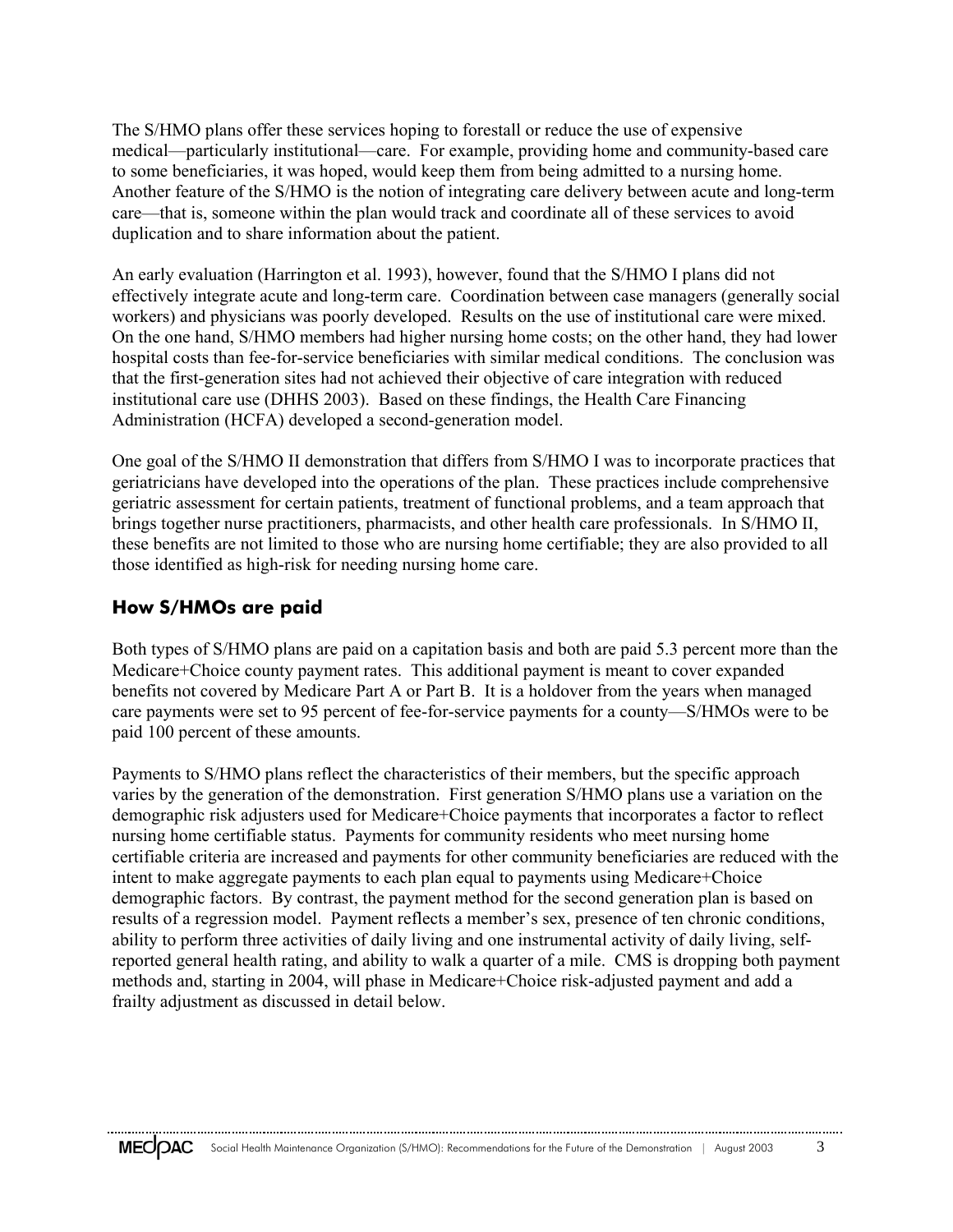The S/HMO plans offer these services hoping to forestall or reduce the use of expensive medical—particularly institutional—care. For example, providing home and community-based care to some beneficiaries, it was hoped, would keep them from being admitted to a nursing home. Another feature of the S/HMO is the notion of integrating care delivery between acute and long-term care—that is, someone within the plan would track and coordinate all of these services to avoid duplication and to share information about the patient.

An early evaluation (Harrington et al. 1993), however, found that the S/HMO I plans did not effectively integrate acute and long-term care. Coordination between case managers (generally social workers) and physicians was poorly developed. Results on the use of institutional care were mixed. On the one hand, S/HMO members had higher nursing home costs; on the other hand, they had lower hospital costs than fee-for-service beneficiaries with similar medical conditions. The conclusion was that the first-generation sites had not achieved their objective of care integration with reduced institutional care use (DHHS 2003). Based on these findings, the Health Care Financing Administration (HCFA) developed a second-generation model.

One goal of the S/HMO II demonstration that differs from S/HMO I was to incorporate practices that geriatricians have developed into the operations of the plan. These practices include comprehensive geriatric assessment for certain patients, treatment of functional problems, and a team approach that brings together nurse practitioners, pharmacists, and other health care professionals. In S/HMO II, these benefits are not limited to those who are nursing home certifiable; they are also provided to all those identified as high-risk for needing nursing home care.

## How S/HMOs are paid

Both types of S/HMO plans are paid on a capitation basis and both are paid 5.3 percent more than the Medicare+Choice county payment rates. This additional payment is meant to cover expanded benefits not covered by Medicare Part A or Part B. It is a holdover from the years when managed care payments were set to 95 percent of fee-for-service payments for a county—S/HMOs were to be paid 100 percent of these amounts.

Payments to S/HMO plans reflect the characteristics of their members, but the specific approach varies by the generation of the demonstration. First generation S/HMO plans use a variation on the demographic risk adjusters used for Medicare+Choice payments that incorporates a factor to reflect nursing home certifiable status. Payments for community residents who meet nursing home certifiable criteria are increased and payments for other community beneficiaries are reduced with the intent to make aggregate payments to each plan equal to payments using Medicare+Choice demographic factors. By contrast, the payment method for the second generation plan is based on results of a regression model. Payment reflects a member's sex, presence of ten chronic conditions, ability to perform three activities of daily living and one instrumental activity of daily living, self-reported general health rating, and ability to walk a quarter of a mile. CMS is dropping both payment methods and, starting in 2004, will phase in Medicare+Choice risk-adjusted payment and add a frailty adjustment as discussed in detail below.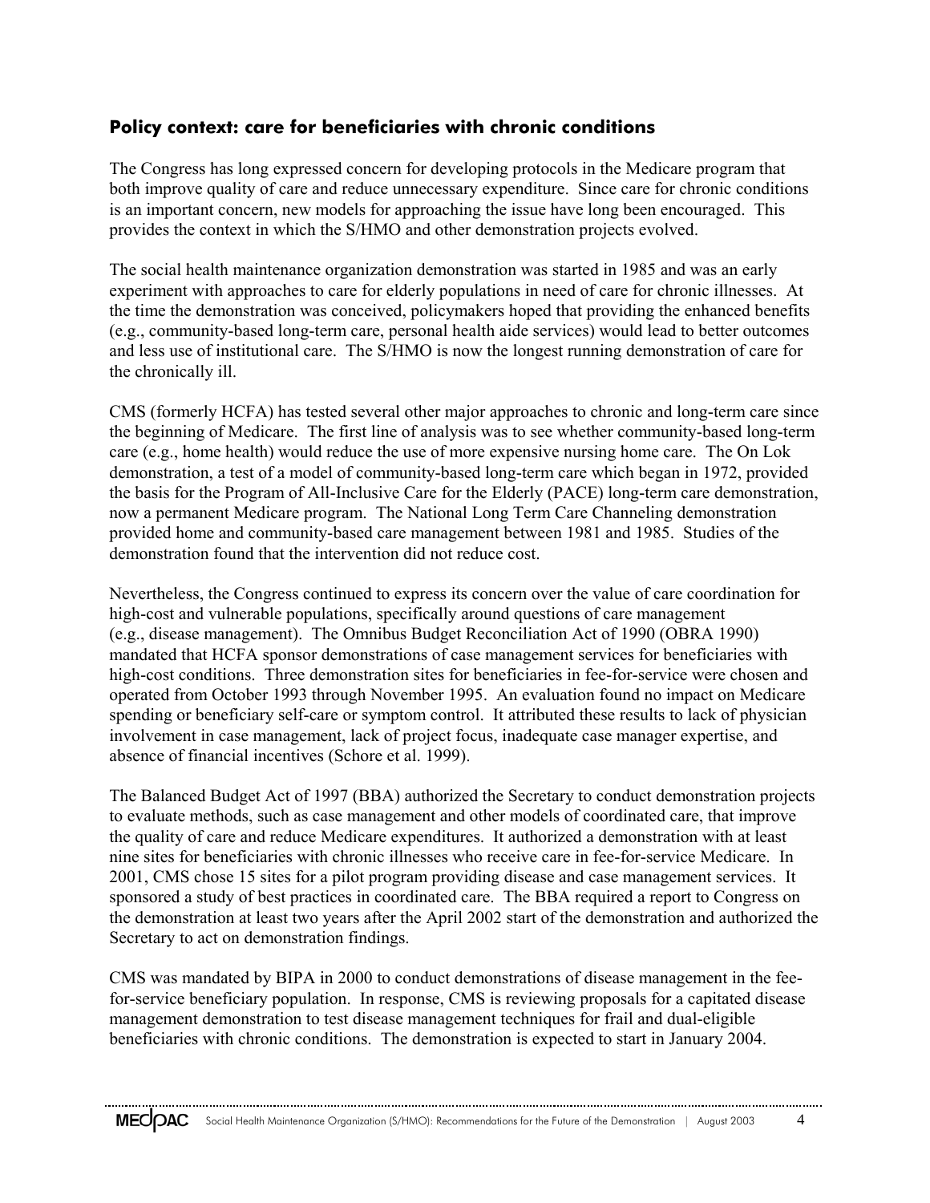## Policy context: care for beneficiaries with chronic conditions

The Congress has long expressed concern for developing protocols in the Medicare program that both improve quality of care and reduce unnecessary expenditure. Since care for chronic conditions is an important concern, new models for approaching the issue have long been encouraged. This provides the context in which the S/HMO and other demonstration projects evolved.

The social health maintenance organization demonstration was started in 1985 and was an early experiment with approaches to care for elderly populations in need of care for chronic illnesses. At the time the demonstration was conceived, policymakers hoped that providing the enhanced benefits (e.g., community-based long-term care, personal health aide services) would lead to better outcomes and less use of institutional care. The S/HMO is now the longest running demonstration of care for the chronically ill.

CMS (formerly HCFA) has tested several other major approaches to chronic and long-term care since the beginning of Medicare. The first line of analysis was to see whether community-based long-term care (e.g., home health) would reduce the use of more expensive nursing home care. The On Lok demonstration, a test of a model of community-based long-term care which began in 1972, provided the basis for the Program of All-Inclusive Care for the Elderly (PACE) long-term care demonstration, now a permanent Medicare program. The National Long Term Care Channeling demonstration provided home and community-based care management between 1981 and 1985. Studies of the demonstration found that the intervention did not reduce cost.

Nevertheless, the Congress continued to express its concern over the value of care coordination for high-cost and vulnerable populations, specifically around questions of care management (e.g., disease management). The Omnibus Budget Reconciliation Act of 1990 (OBRA 1990) mandated that HCFA sponsor demonstrations of case management services for beneficiaries with high-cost conditions. Three demonstration sites for beneficiaries in fee-for-service were chosen and operated from October 1993 through November 1995. An evaluation found no impact on Medicare spending or beneficiary self-care or symptom control. It attributed these results to lack of physician involvement in case management, lack of project focus, inadequate case manager expertise, and absence of financial incentives (Schore et al. 1999).

The Balanced Budget Act of 1997 (BBA) authorized the Secretary to conduct demonstration projects to evaluate methods, such as case management and other models of coordinated care, that improve the quality of care and reduce Medicare expenditures. It authorized a demonstration with at least nine sites for beneficiaries with chronic illnesses who receive care in fee-for-service Medicare. In 2001, CMS chose 15 sites for a pilot program providing disease and case management services. It sponsored a study of best practices in coordinated care. The BBA required a report to Congress on the demonstration at least two years after the April 2002 start of the demonstration and authorized the Secretary to act on demonstration findings.

CMS was mandated by BIPA in 2000 to conduct demonstrations of disease management in the fee-for-service beneficiary population. In response, CMS is reviewing proposals for a capitated disease management demonstration to test disease management techniques for frail and dual-eligible beneficiaries with chronic conditions. The demonstration is expected to start in January 2004.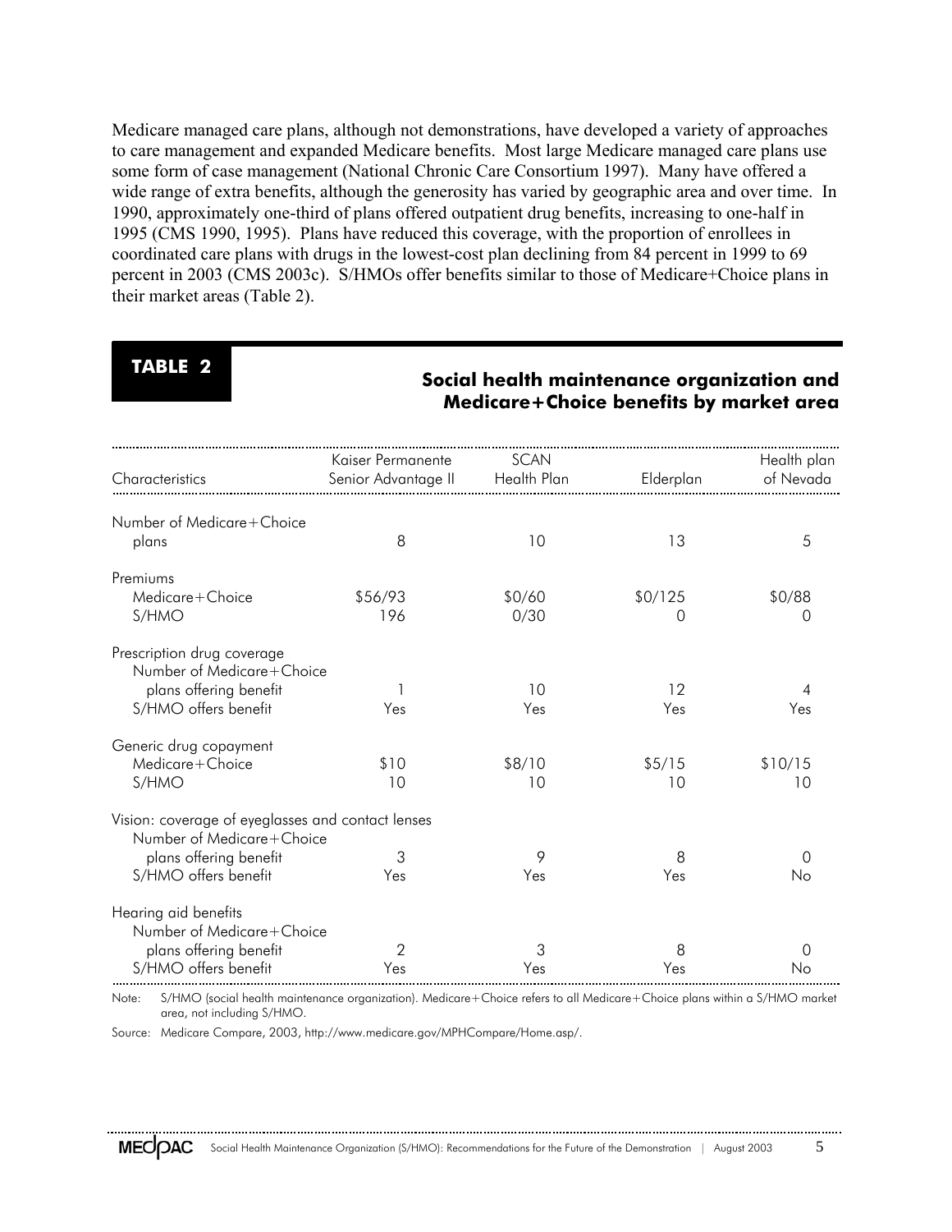Medicare managed care plans, although not demonstrations, have developed a variety of approaches to care management and expanded Medicare benefits. Most large Medicare managed care plans use some form of case management (National Chronic Care Consortium 1997). Many have offered a wide range of extra benefits, although the generosity has varied by geographic area and over time. In 1990, approximately one-third of plans offered outpatient drug benefits, increasing to one-half in 1995 (CMS 1990, 1995). Plans have reduced this coverage, with the proportion of enrollees in coordinated care plans with drugs in the lowest-cost plan declining from 84 percent in 1999 to 69 percent in 2003 (CMS 2003c). S/HMOs offer benefits similar to those of Medicare+Choice plans in their market areas (Table 2).

**TABLE 2**

**Social health maintenance organization and Medicare+Choice benefits by market area**

| Characteristics | Kaiser Permanente Senior Advantage II | SCAN Health Plan | Elderplan | Health plan of Nevada |
|---|---|---|---|---|
| Number of Medicare+Choice plans | 8 | 10 | 13 | 5 |
| Premiums | | | | |
| Medicare+Choice | $56/93 | $0/60 | $0/125 | $0/88 |
| S/HMO | 196 | 0/30 | 0 | 0 |
| Prescription drug coverage | | | | |
| Number of Medicare+Choice plans offering benefit | 1 | 10 | 12 | 4 |
| S/HMO offers benefit | Yes | Yes | Yes | Yes |
| Generic drug copayment | | | | |
| Medicare+Choice | $10 | $8/10 | $5/15 | $10/15 |
| S/HMO | 10 | 10 | 10 | 10 |
| Vision: coverage of eyeglasses and contact lenses | | | | |
| Number of Medicare+Choice plans offering benefit | 3 | 9 | 8 | 0 |
| S/HMO offers benefit | Yes | Yes | Yes | No |
| Hearing aid benefits | | | | |
| Number of Medicare+Choice plans offering benefit | 2 | 3 | 8 | 0 |
| S/HMO offers benefit | Yes | Yes | Yes | No |

Note: S/HMO (social health maintenance organization). Medicare+Choice refers to all Medicare+Choice plans within a S/HMO market area, not including S/HMO.

Source: Medicare Compare, 2003, http://www.medicare.gov/MPHCompare/Home.asp/.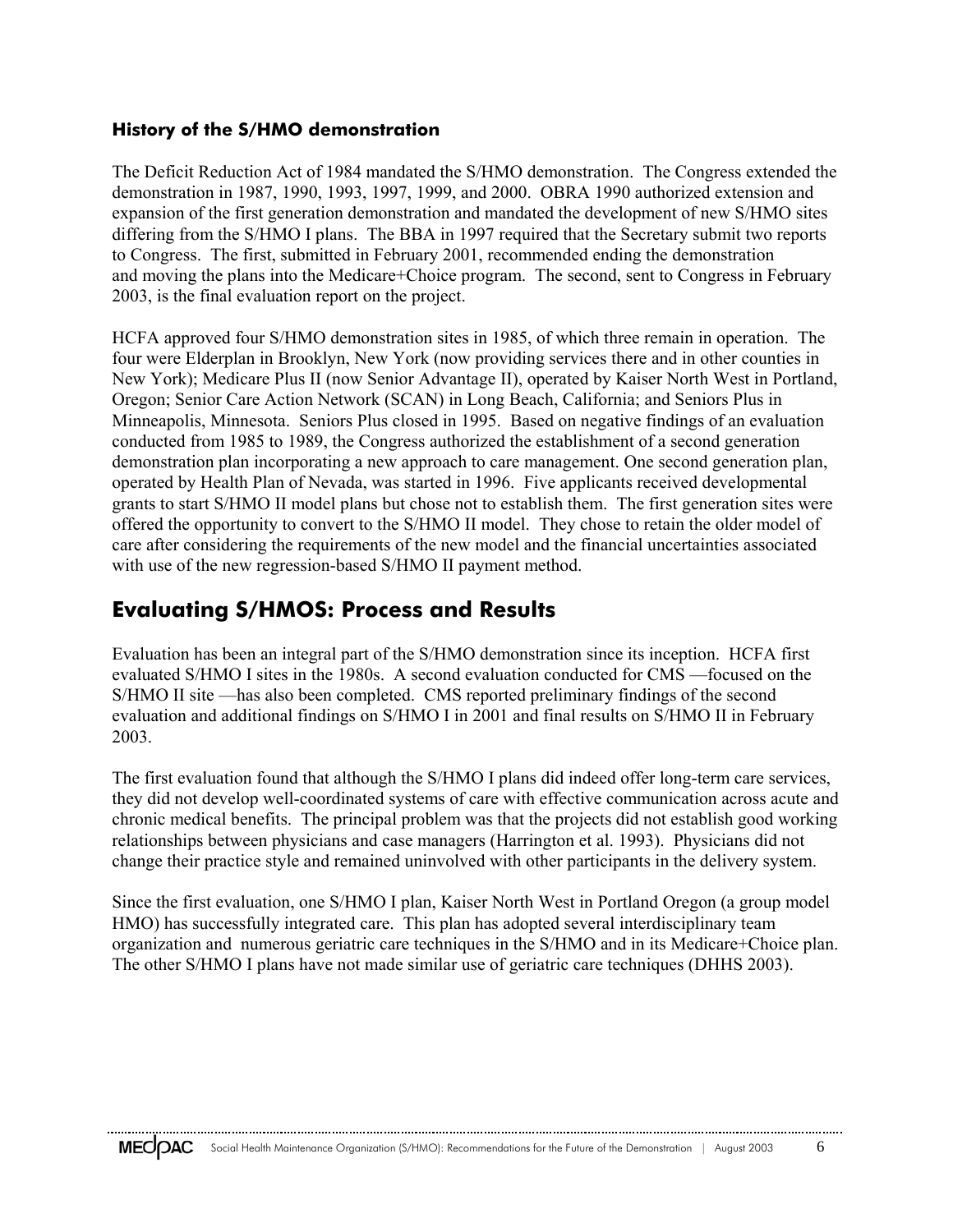### History of the S/HMO demonstration

The Deficit Reduction Act of 1984 mandated the S/HMO demonstration. The Congress extended the demonstration in 1987, 1990, 1993, 1997, 1999, and 2000. OBRA 1990 authorized extension and expansion of the first generation demonstration and mandated the development of new S/HMO sites differing from the S/HMO I plans. The BBA in 1997 required that the Secretary submit two reports to Congress. The first, submitted in February 2001, recommended ending the demonstration and moving the plans into the Medicare+Choice program. The second, sent to Congress in February 2003, is the final evaluation report on the project.

HCFA approved four S/HMO demonstration sites in 1985, of which three remain in operation. The four were Elderplan in Brooklyn, New York (now providing services there and in other counties in New York); Medicare Plus II (now Senior Advantage II), operated by Kaiser North West in Portland, Oregon; Senior Care Action Network (SCAN) in Long Beach, California; and Seniors Plus in Minneapolis, Minnesota. Seniors Plus closed in 1995. Based on negative findings of an evaluation conducted from 1985 to 1989, the Congress authorized the establishment of a second generation demonstration plan incorporating a new approach to care management. One second generation plan, operated by Health Plan of Nevada, was started in 1996. Five applicants received developmental grants to start S/HMO II model plans but chose not to establish them. The first generation sites were offered the opportunity to convert to the S/HMO II model. They chose to retain the older model of care after considering the requirements of the new model and the financial uncertainties associated with use of the new regression-based S/HMO II payment method.

## Evaluating S/HMOS: Process and Results

Evaluation has been an integral part of the S/HMO demonstration since its inception. HCFA first evaluated S/HMO I sites in the 1980s. A second evaluation conducted for CMS —focused on the S/HMO II site —has also been completed. CMS reported preliminary findings of the second evaluation and additional findings on S/HMO I in 2001 and final results on S/HMO II in February 2003.

The first evaluation found that although the S/HMO I plans did indeed offer long-term care services, they did not develop well-coordinated systems of care with effective communication across acute and chronic medical benefits. The principal problem was that the projects did not establish good working relationships between physicians and case managers (Harrington et al. 1993). Physicians did not change their practice style and remained uninvolved with other participants in the delivery system.

Since the first evaluation, one S/HMO I plan, Kaiser North West in Portland Oregon (a group model HMO) has successfully integrated care. This plan has adopted several interdisciplinary team organization and numerous geriatric care techniques in the S/HMO and in its Medicare+Choice plan. The other S/HMO I plans have not made similar use of geriatric care techniques (DHHS 2003).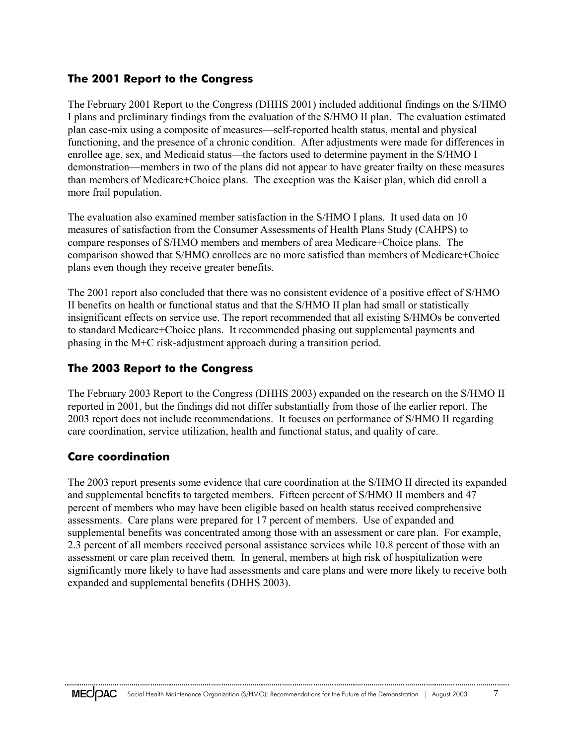## The 2001 Report to the Congress

The February 2001 Report to the Congress (DHHS 2001) included additional findings on the S/HMO I plans and preliminary findings from the evaluation of the S/HMO II plan. The evaluation estimated plan case-mix using a composite of measures—self-reported health status, mental and physical functioning, and the presence of a chronic condition. After adjustments were made for differences in enrollee age, sex, and Medicaid status—the factors used to determine payment in the S/HMO I demonstration—members in two of the plans did not appear to have greater frailty on these measures than members of Medicare+Choice plans. The exception was the Kaiser plan, which did enroll a more frail population.

The evaluation also examined member satisfaction in the S/HMO I plans. It used data on 10 measures of satisfaction from the Consumer Assessments of Health Plans Study (CAHPS) to compare responses of S/HMO members and members of area Medicare+Choice plans. The comparison showed that S/HMO enrollees are no more satisfied than members of Medicare+Choice plans even though they receive greater benefits.

The 2001 report also concluded that there was no consistent evidence of a positive effect of S/HMO II benefits on health or functional status and that the S/HMO II plan had small or statistically insignificant effects on service use. The report recommended that all existing S/HMOs be converted to standard Medicare+Choice plans. It recommended phasing out supplemental payments and phasing in the M+C risk-adjustment approach during a transition period.

## The 2003 Report to the Congress

The February 2003 Report to the Congress (DHHS 2003) expanded on the research on the S/HMO II reported in 2001, but the findings did not differ substantially from those of the earlier report. The 2003 report does not include recommendations. It focuses on performance of S/HMO II regarding care coordination, service utilization, health and functional status, and quality of care.

### Care coordination

The 2003 report presents some evidence that care coordination at the S/HMO II directed its expanded and supplemental benefits to targeted members. Fifteen percent of S/HMO II members and 47 percent of members who may have been eligible based on health status received comprehensive assessments. Care plans were prepared for 17 percent of members. Use of expanded and supplemental benefits was concentrated among those with an assessment or care plan. For example, 2.3 percent of all members received personal assistance services while 10.8 percent of those with an assessment or care plan received them. In general, members at high risk of hospitalization were significantly more likely to have had assessments and care plans and were more likely to receive both expanded and supplemental benefits (DHHS 2003).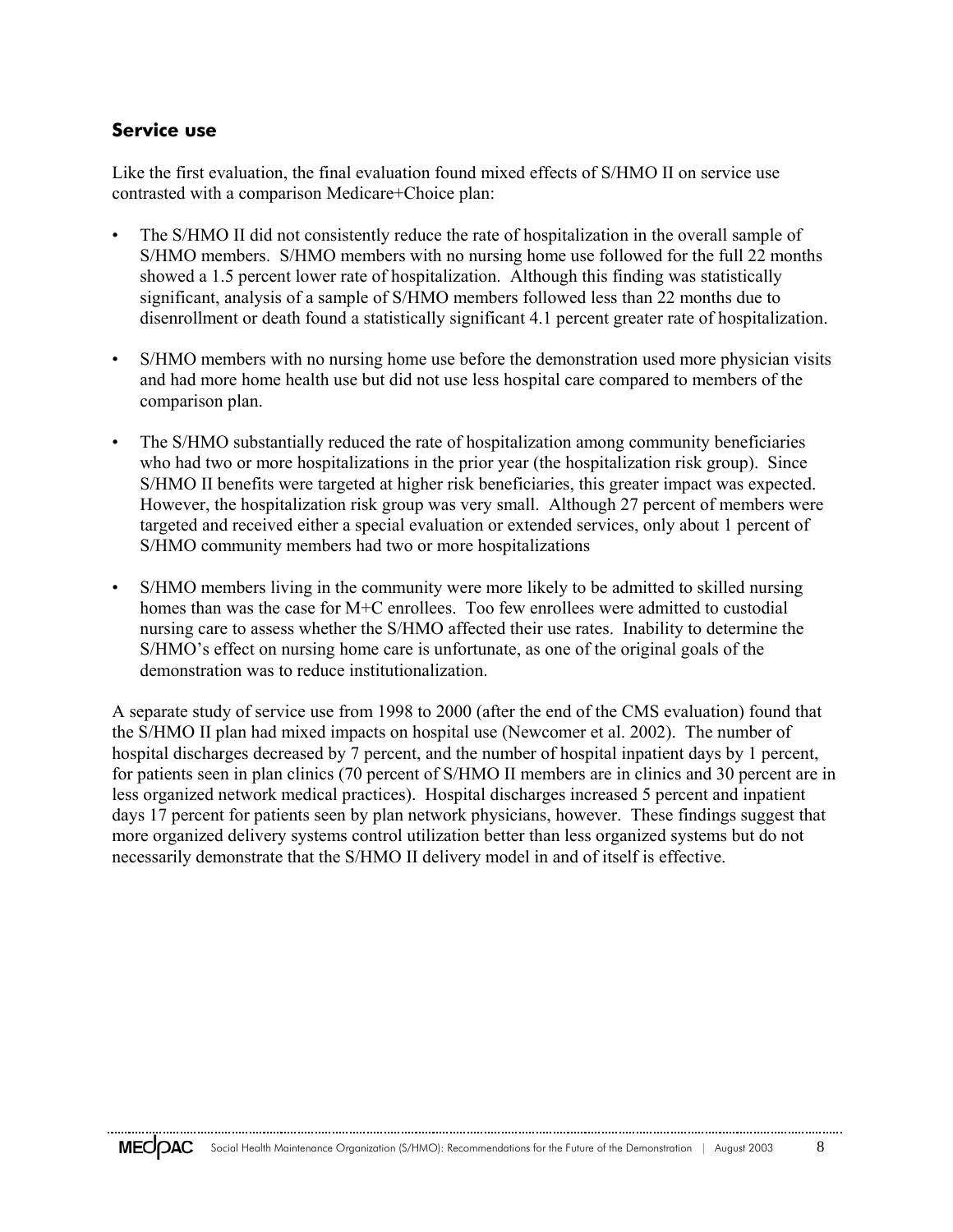## Service use

Like the first evaluation, the final evaluation found mixed effects of S/HMO II on service use contrasted with a comparison Medicare+Choice plan:

- The S/HMO II did not consistently reduce the rate of hospitalization in the overall sample of S/HMO members. S/HMO members with no nursing home use followed for the full 22 months showed a 1.5 percent lower rate of hospitalization. Although this finding was statistically significant, analysis of a sample of S/HMO members followed less than 22 months due to disenrollment or death found a statistically significant 4.1 percent greater rate of hospitalization.
- S/HMO members with no nursing home use before the demonstration used more physician visits and had more home health use but did not use less hospital care compared to members of the comparison plan.
- The S/HMO substantially reduced the rate of hospitalization among community beneficiaries who had two or more hospitalizations in the prior year (the hospitalization risk group). Since S/HMO II benefits were targeted at higher risk beneficiaries, this greater impact was expected. However, the hospitalization risk group was very small. Although 27 percent of members were targeted and received either a special evaluation or extended services, only about 1 percent of S/HMO community members had two or more hospitalizations
- S/HMO members living in the community were more likely to be admitted to skilled nursing homes than was the case for M+C enrollees. Too few enrollees were admitted to custodial nursing care to assess whether the S/HMO affected their use rates. Inability to determine the S/HMO's effect on nursing home care is unfortunate, as one of the original goals of the demonstration was to reduce institutionalization.

A separate study of service use from 1998 to 2000 (after the end of the CMS evaluation) found that the S/HMO II plan had mixed impacts on hospital use (Newcomer et al. 2002). The number of hospital discharges decreased by 7 percent, and the number of hospital inpatient days by 1 percent, for patients seen in plan clinics (70 percent of S/HMO II members are in clinics and 30 percent are in less organized network medical practices). Hospital discharges increased 5 percent and inpatient days 17 percent for patients seen by plan network physicians, however. These findings suggest that more organized delivery systems control utilization better than less organized systems but do not necessarily demonstrate that the S/HMO II delivery model in and of itself is effective.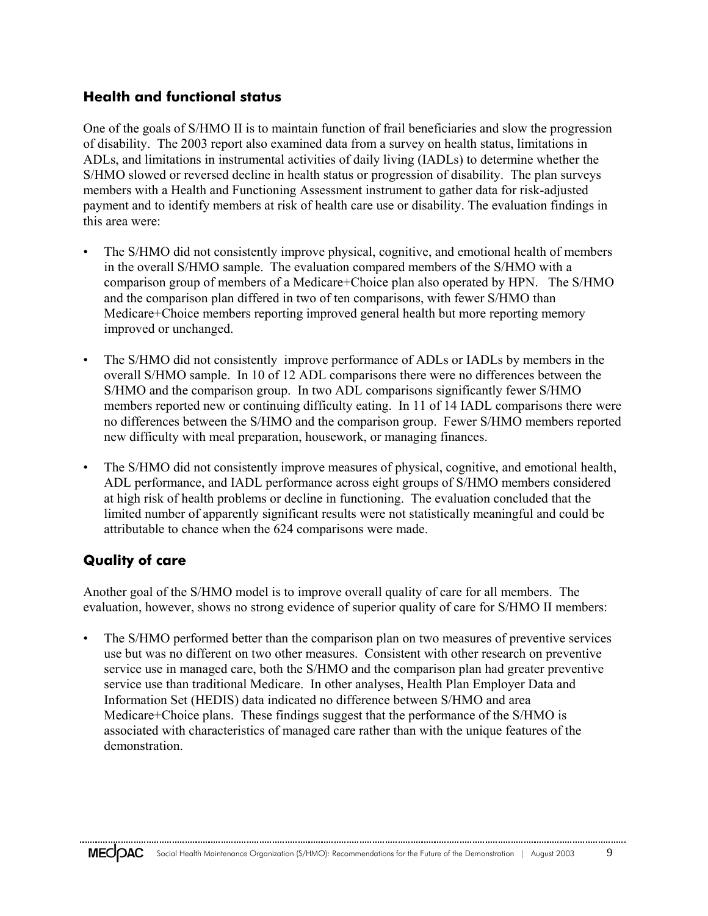## Health and functional status

One of the goals of S/HMO II is to maintain function of frail beneficiaries and slow the progression of disability. The 2003 report also examined data from a survey on health status, limitations in ADLs, and limitations in instrumental activities of daily living (IADLs) to determine whether the S/HMO slowed or reversed decline in health status or progression of disability. The plan surveys members with a Health and Functioning Assessment instrument to gather data for risk-adjusted payment and to identify members at risk of health care use or disability. The evaluation findings in this area were:

- The S/HMO did not consistently improve physical, cognitive, and emotional health of members in the overall S/HMO sample. The evaluation compared members of the S/HMO with a comparison group of members of a Medicare+Choice plan also operated by HPN. The S/HMO and the comparison plan differed in two of ten comparisons, with fewer S/HMO than Medicare+Choice members reporting improved general health but more reporting memory improved or unchanged.
- The S/HMO did not consistently improve performance of ADLs or IADLs by members in the overall S/HMO sample. In 10 of 12 ADL comparisons there were no differences between the S/HMO and the comparison group. In two ADL comparisons significantly fewer S/HMO members reported new or continuing difficulty eating. In 11 of 14 IADL comparisons there were no differences between the S/HMO and the comparison group. Fewer S/HMO members reported new difficulty with meal preparation, housework, or managing finances.
- The S/HMO did not consistently improve measures of physical, cognitive, and emotional health, ADL performance, and IADL performance across eight groups of S/HMO members considered at high risk of health problems or decline in functioning. The evaluation concluded that the limited number of apparently significant results were not statistically meaningful and could be attributable to chance when the 624 comparisons were made.

## Quality of care

Another goal of the S/HMO model is to improve overall quality of care for all members. The evaluation, however, shows no strong evidence of superior quality of care for S/HMO II members:

- The S/HMO performed better than the comparison plan on two measures of preventive services use but was no different on two other measures. Consistent with other research on preventive service use in managed care, both the S/HMO and the comparison plan had greater preventive service use than traditional Medicare. In other analyses, Health Plan Employer Data and Information Set (HEDIS) data indicated no difference between S/HMO and area Medicare+Choice plans. These findings suggest that the performance of the S/HMO is associated with characteristics of managed care rather than with the unique features of the demonstration.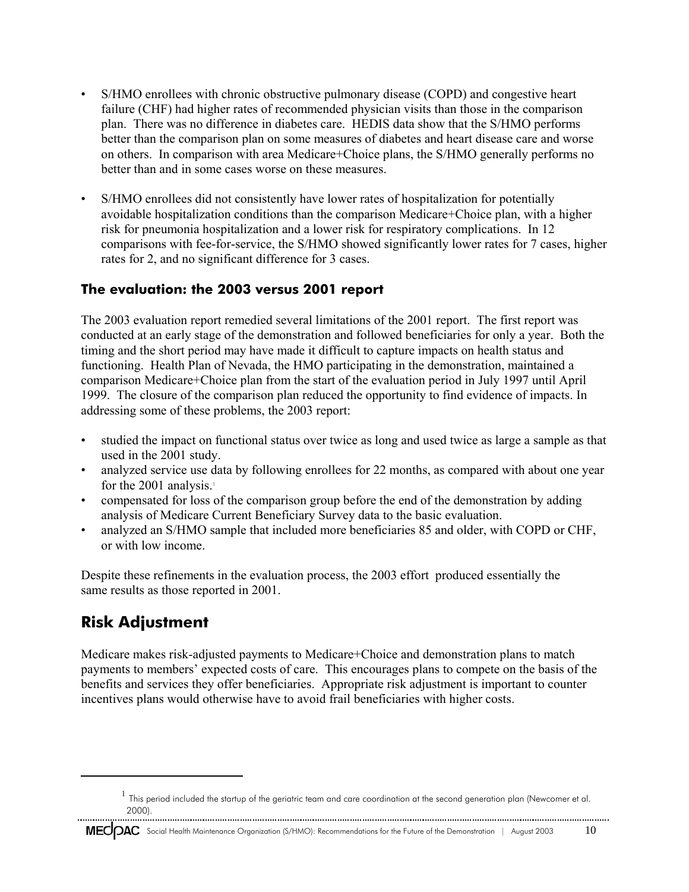- S/HMO enrollees with chronic obstructive pulmonary disease (COPD) and congestive heart failure (CHF) had higher rates of recommended physician visits than those in the comparison plan. There was no difference in diabetes care. HEDIS data show that the S/HMO performs better than the comparison plan on some measures of diabetes and heart disease care and worse on others. In comparison with area Medicare+Choice plans, the S/HMO generally performs no better than and in some cases worse on these measures.

- S/HMO enrollees did not consistently have lower rates of hospitalization for potentially avoidable hospitalization conditions than the comparison Medicare+Choice plan, with a higher risk for pneumonia hospitalization and a lower risk for respiratory complications. In 12 comparisons with fee-for-service, the S/HMO showed significantly lower rates for 7 cases, higher rates for 2, and no significant difference for 3 cases.

### The evaluation: the 2003 versus 2001 report

The 2003 evaluation report remedied several limitations of the 2001 report. The first report was conducted at an early stage of the demonstration and followed beneficiaries for only a year. Both the timing and the short period may have made it difficult to capture impacts on health status and functioning. Health Plan of Nevada, the HMO participating in the demonstration, maintained a comparison Medicare+Choice plan from the start of the evaluation period in July 1997 until April 1999. The closure of the comparison plan reduced the opportunity to find evidence of impacts. In addressing some of these problems, the 2003 report:

- studied the impact on functional status over twice as long and used twice as large a sample as that used in the 2001 study.
- analyzed service use data by following enrollees for 22 months, as compared with about one year for the 2001 analysis.[1]
- compensated for loss of the comparison group before the end of the demonstration by adding analysis of Medicare Current Beneficiary Survey data to the basic evaluation.
- analyzed an S/HMO sample that included more beneficiaries 85 and older, with COPD or CHF, or with low income.

Despite these refinements in the evaluation process, the 2003 effort produced essentially the same results as those reported in 2001.

## Risk Adjustment

Medicare makes risk-adjusted payments to Medicare+Choice and demonstration plans to match payments to members' expected costs of care. This encourages plans to compete on the basis of the benefits and services they offer beneficiaries. Appropriate risk adjustment is important to counter incentives plans would otherwise have to avoid frail beneficiaries with higher costs.

---

[1] This period included the startup of the geriatric team and care coordination at the second generation plan (Newcomer et al. 2000).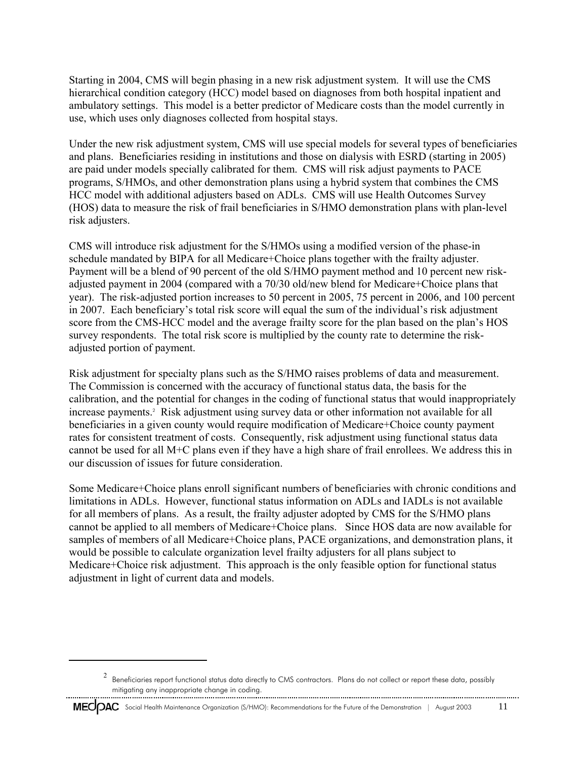Starting in 2004, CMS will begin phasing in a new risk adjustment system. It will use the CMS hierarchical condition category (HCC) model based on diagnoses from both hospital inpatient and ambulatory settings. This model is a better predictor of Medicare costs than the model currently in use, which uses only diagnoses collected from hospital stays.

Under the new risk adjustment system, CMS will use special models for several types of beneficiaries and plans. Beneficiaries residing in institutions and those on dialysis with ESRD (starting in 2005) are paid under models specially calibrated for them. CMS will risk adjust payments to PACE programs, S/HMOs, and other demonstration plans using a hybrid system that combines the CMS HCC model with additional adjusters based on ADLs. CMS will use Health Outcomes Survey (HOS) data to measure the risk of frail beneficiaries in S/HMO demonstration plans with plan-level risk adjusters.

CMS will introduce risk adjustment for the S/HMOs using a modified version of the phase-in schedule mandated by BIPA for all Medicare+Choice plans together with the frailty adjuster. Payment will be a blend of 90 percent of the old S/HMO payment method and 10 percent new risk-adjusted payment in 2004 (compared with a 70/30 old/new blend for Medicare+Choice plans that year). The risk-adjusted portion increases to 50 percent in 2005, 75 percent in 2006, and 100 percent in 2007. Each beneficiary's total risk score will equal the sum of the individual's risk adjustment score from the CMS-HCC model and the average frailty score for the plan based on the plan's HOS survey respondents. The total risk score is multiplied by the county rate to determine the risk-adjusted portion of payment.

Risk adjustment for specialty plans such as the S/HMO raises problems of data and measurement. The Commission is concerned with the accuracy of functional status data, the basis for the calibration, and the potential for changes in the coding of functional status that would inappropriately increase payments.[2] Risk adjustment using survey data or other information not available for all beneficiaries in a given county would require modification of Medicare+Choice county payment rates for consistent treatment of costs. Consequently, risk adjustment using functional status data cannot be used for all M+C plans even if they have a high share of frail enrollees. We address this in our discussion of issues for future consideration.

Some Medicare+Choice plans enroll significant numbers of beneficiaries with chronic conditions and limitations in ADLs. However, functional status information on ADLs and IADLs is not available for all members of plans. As a result, the frailty adjuster adopted by CMS for the S/HMO plans cannot be applied to all members of Medicare+Choice plans. Since HOS data are now available for samples of members of all Medicare+Choice plans, PACE organizations, and demonstration plans, it would be possible to calculate organization level frailty adjusters for all plans subject to Medicare+Choice risk adjustment. This approach is the only feasible option for functional status adjustment in light of current data and models.

---

[2] Beneficiaries report functional status data directly to CMS contractors. Plans do not collect or report these data, possibly mitigating any inappropriate change in coding.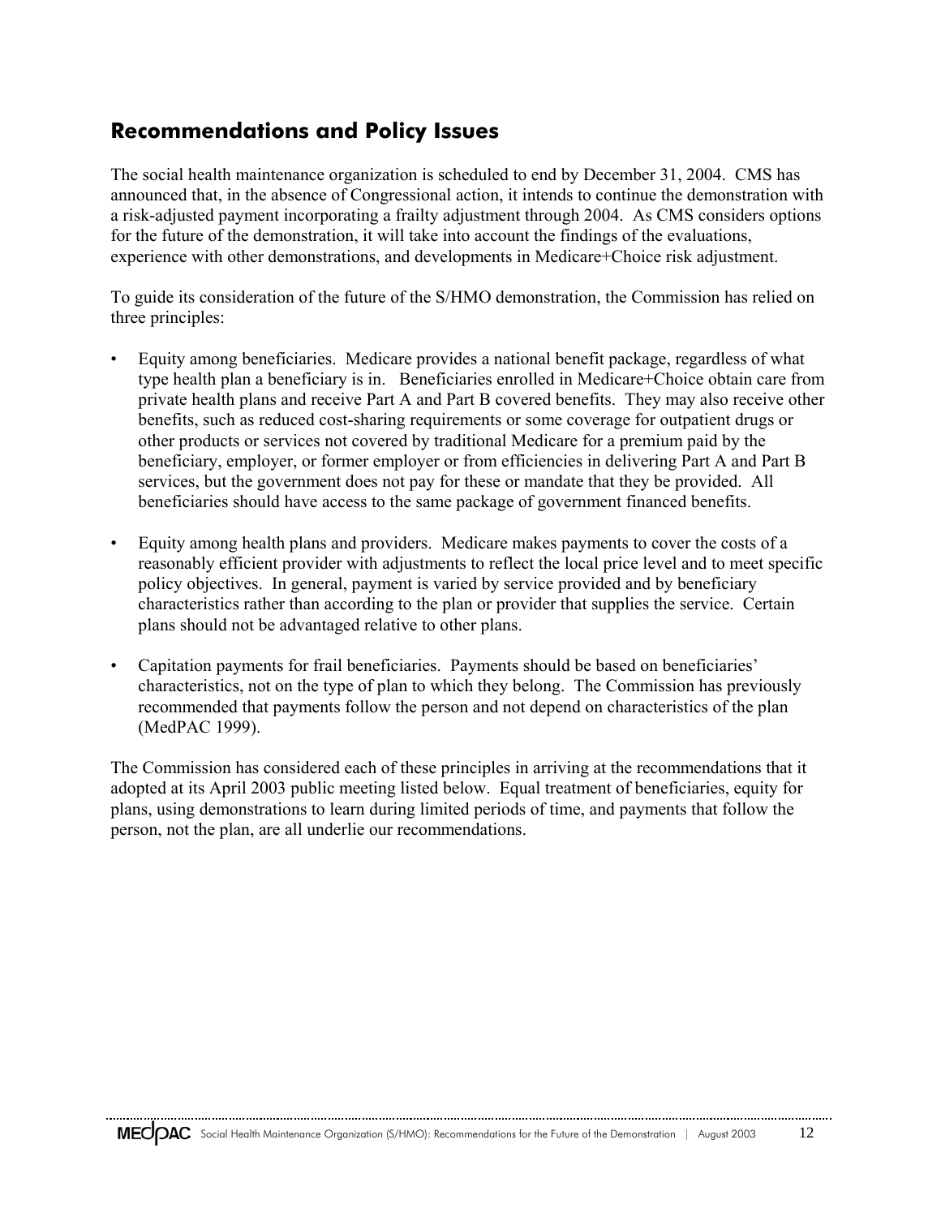## Recommendations and Policy Issues

The social health maintenance organization is scheduled to end by December 31, 2004. CMS has announced that, in the absence of Congressional action, it intends to continue the demonstration with a risk-adjusted payment incorporating a frailty adjustment through 2004. As CMS considers options for the future of the demonstration, it will take into account the findings of the evaluations, experience with other demonstrations, and developments in Medicare+Choice risk adjustment.

To guide its consideration of the future of the S/HMO demonstration, the Commission has relied on three principles:

- Equity among beneficiaries. Medicare provides a national benefit package, regardless of what type health plan a beneficiary is in. Beneficiaries enrolled in Medicare+Choice obtain care from private health plans and receive Part A and Part B covered benefits. They may also receive other benefits, such as reduced cost-sharing requirements or some coverage for outpatient drugs or other products or services not covered by traditional Medicare for a premium paid by the beneficiary, employer, or former employer or from efficiencies in delivering Part A and Part B services, but the government does not pay for these or mandate that they be provided. All beneficiaries should have access to the same package of government financed benefits.

- Equity among health plans and providers. Medicare makes payments to cover the costs of a reasonably efficient provider with adjustments to reflect the local price level and to meet specific policy objectives. In general, payment is varied by service provided and by beneficiary characteristics rather than according to the plan or provider that supplies the service. Certain plans should not be advantaged relative to other plans.

- Capitation payments for frail beneficiaries. Payments should be based on beneficiaries' characteristics, not on the type of plan to which they belong. The Commission has previously recommended that payments follow the person and not depend on characteristics of the plan (MedPAC 1999).

The Commission has considered each of these principles in arriving at the recommendations that it adopted at its April 2003 public meeting listed below. Equal treatment of beneficiaries, equity for plans, using demonstrations to learn during limited periods of time, and payments that follow the person, not the plan, are all underlie our recommendations.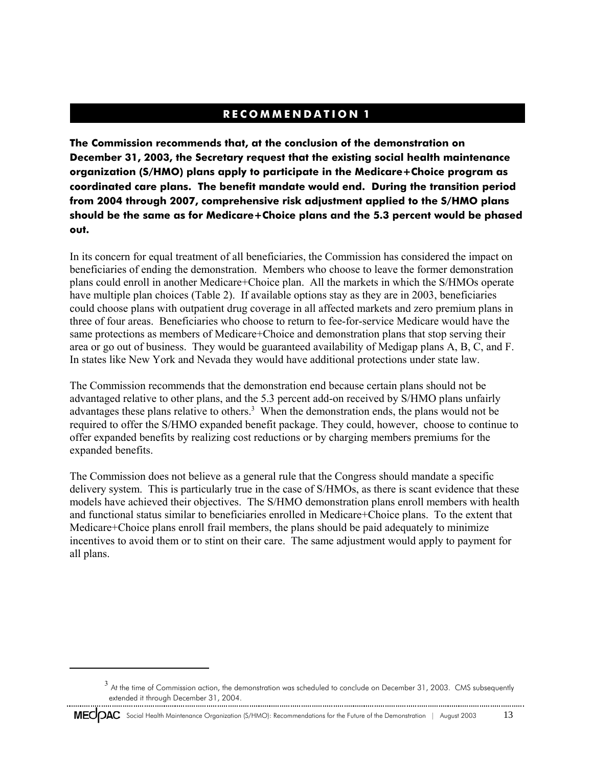## RECOMMENDATION 1

**The Commission recommends that, at the conclusion of the demonstration on December 31, 2003, the Secretary request that the existing social health maintenance organization (S/HMO) plans apply to participate in the Medicare+Choice program as coordinated care plans. The benefit mandate would end. During the transition period from 2004 through 2007, comprehensive risk adjustment applied to the S/HMO plans should be the same as for Medicare+Choice plans and the 5.3 percent would be phased out.**

In its concern for equal treatment of all beneficiaries, the Commission has considered the impact on beneficiaries of ending the demonstration. Members who choose to leave the former demonstration plans could enroll in another Medicare+Choice plan. All the markets in which the S/HMOs operate have multiple plan choices (Table 2). If available options stay as they are in 2003, beneficiaries could choose plans with outpatient drug coverage in all affected markets and zero premium plans in three of four areas. Beneficiaries who choose to return to fee-for-service Medicare would have the same protections as members of Medicare+Choice and demonstration plans that stop serving their area or go out of business. They would be guaranteed availability of Medigap plans A, B, C, and F. In states like New York and Nevada they would have additional protections under state law.

The Commission recommends that the demonstration end because certain plans should not be advantaged relative to other plans, and the 5.3 percent add-on received by S/HMO plans unfairly advantages these plans relative to others.[3] When the demonstration ends, the plans would not be required to offer the S/HMO expanded benefit package. They could, however, choose to continue to offer expanded benefits by realizing cost reductions or by charging members premiums for the expanded benefits.

The Commission does not believe as a general rule that the Congress should mandate a specific delivery system. This is particularly true in the case of S/HMOs, as there is scant evidence that these models have achieved their objectives. The S/HMO demonstration plans enroll members with health and functional status similar to beneficiaries enrolled in Medicare+Choice plans. To the extent that Medicare+Choice plans enroll frail members, the plans should be paid adequately to minimize incentives to avoid them or to stint on their care. The same adjustment would apply to payment for all plans.

---

[3] At the time of Commission action, the demonstration was scheduled to conclude on December 31, 2003. CMS subsequently extended it through December 31, 2004.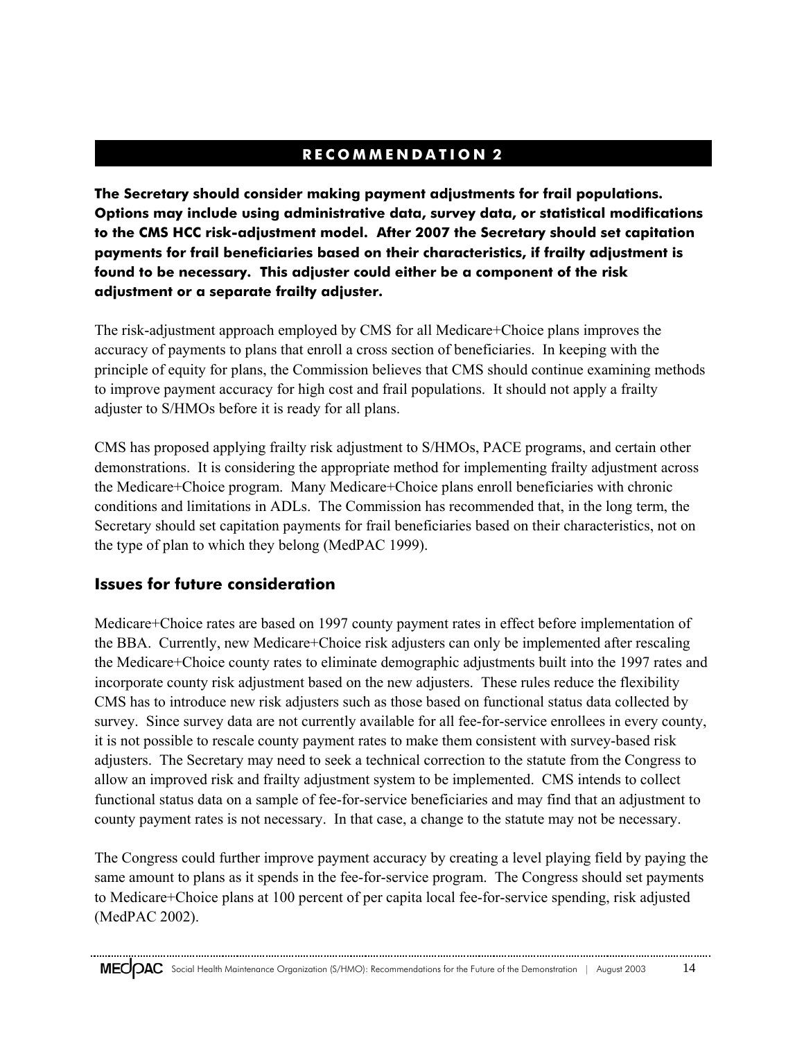## RECOMMENDATION 2

**The Secretary should consider making payment adjustments for frail populations. Options may include using administrative data, survey data, or statistical modifications to the CMS HCC risk-adjustment model. After 2007 the Secretary should set capitation payments for frail beneficiaries based on their characteristics, if frailty adjustment is found to be necessary. This adjuster could either be a component of the risk adjustment or a separate frailty adjuster.**

The risk-adjustment approach employed by CMS for all Medicare+Choice plans improves the accuracy of payments to plans that enroll a cross section of beneficiaries. In keeping with the principle of equity for plans, the Commission believes that CMS should continue examining methods to improve payment accuracy for high cost and frail populations. It should not apply a frailty adjuster to S/HMOs before it is ready for all plans.

CMS has proposed applying frailty risk adjustment to S/HMOs, PACE programs, and certain other demonstrations. It is considering the appropriate method for implementing frailty adjustment across the Medicare+Choice program. Many Medicare+Choice plans enroll beneficiaries with chronic conditions and limitations in ADLs. The Commission has recommended that, in the long term, the Secretary should set capitation payments for frail beneficiaries based on their characteristics, not on the type of plan to which they belong (MedPAC 1999).

### Issues for future consideration

Medicare+Choice rates are based on 1997 county payment rates in effect before implementation of the BBA. Currently, new Medicare+Choice risk adjusters can only be implemented after rescaling the Medicare+Choice county rates to eliminate demographic adjustments built into the 1997 rates and incorporate county risk adjustment based on the new adjusters. These rules reduce the flexibility CMS has to introduce new risk adjusters such as those based on functional status data collected by survey. Since survey data are not currently available for all fee-for-service enrollees in every county, it is not possible to rescale county payment rates to make them consistent with survey-based risk adjusters. The Secretary may need to seek a technical correction to the statute from the Congress to allow an improved risk and frailty adjustment system to be implemented. CMS intends to collect functional status data on a sample of fee-for-service beneficiaries and may find that an adjustment to county payment rates is not necessary. In that case, a change to the statute may not be necessary.

The Congress could further improve payment accuracy by creating a level playing field by paying the same amount to plans as it spends in the fee-for-service program. The Congress should set payments to Medicare+Choice plans at 100 percent of per capita local fee-for-service spending, risk adjusted (MedPAC 2002).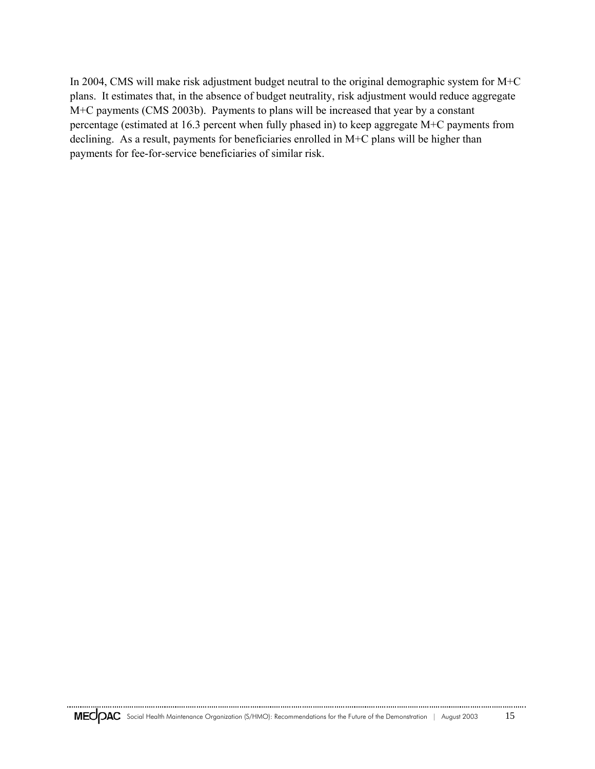In 2004, CMS will make risk adjustment budget neutral to the original demographic system for M+C plans. It estimates that, in the absence of budget neutrality, risk adjustment would reduce aggregate M+C payments (CMS 2003b). Payments to plans will be increased that year by a constant percentage (estimated at 16.3 percent when fully phased in) to keep aggregate M+C payments from declining. As a result, payments for beneficiaries enrolled in M+C plans will be higher than payments for fee-for-service beneficiaries of similar risk.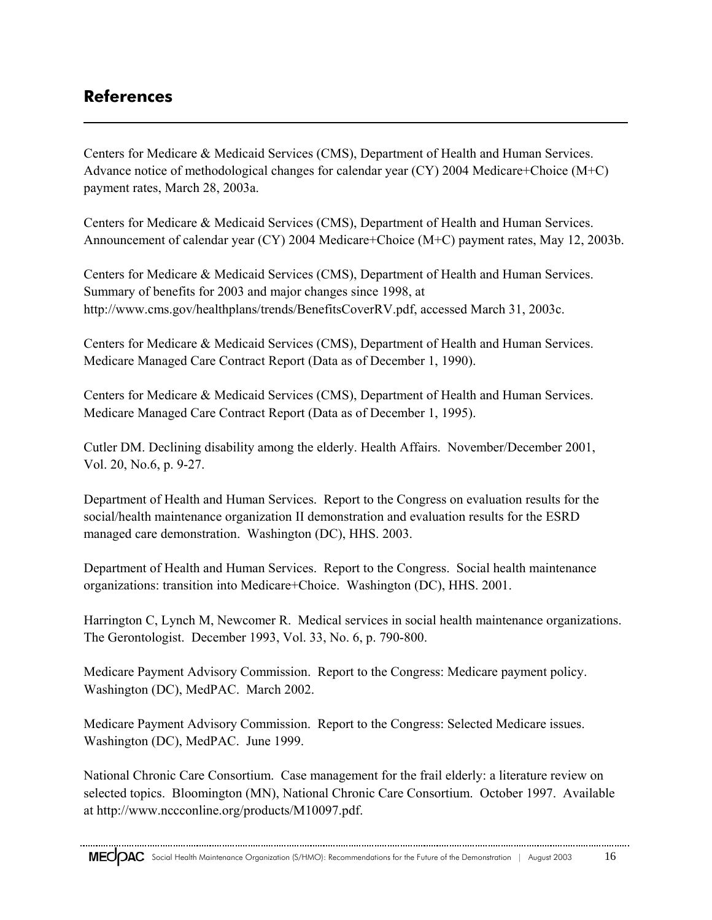## References

Centers for Medicare & Medicaid Services (CMS), Department of Health and Human Services. Advance notice of methodological changes for calendar year (CY) 2004 Medicare+Choice (M+C) payment rates, March 28, 2003a.

Centers for Medicare & Medicaid Services (CMS), Department of Health and Human Services. Announcement of calendar year (CY) 2004 Medicare+Choice (M+C) payment rates, May 12, 2003b.

Centers for Medicare & Medicaid Services (CMS), Department of Health and Human Services. Summary of benefits for 2003 and major changes since 1998, at http://www.cms.gov/healthplans/trends/BenefitsCoverRV.pdf, accessed March 31, 2003c.

Centers for Medicare & Medicaid Services (CMS), Department of Health and Human Services. Medicare Managed Care Contract Report (Data as of December 1, 1990).

Centers for Medicare & Medicaid Services (CMS), Department of Health and Human Services. Medicare Managed Care Contract Report (Data as of December 1, 1995).

Cutler DM. Declining disability among the elderly. Health Affairs. November/December 2001, Vol. 20, No.6, p. 9-27.

Department of Health and Human Services. Report to the Congress on evaluation results for the social/health maintenance organization II demonstration and evaluation results for the ESRD managed care demonstration. Washington (DC), HHS. 2003.

Department of Health and Human Services. Report to the Congress. Social health maintenance organizations: transition into Medicare+Choice. Washington (DC), HHS. 2001.

Harrington C, Lynch M, Newcomer R. Medical services in social health maintenance organizations. The Gerontologist. December 1993, Vol. 33, No. 6, p. 790-800.

Medicare Payment Advisory Commission. Report to the Congress: Medicare payment policy. Washington (DC), MedPAC. March 2002.

Medicare Payment Advisory Commission. Report to the Congress: Selected Medicare issues. Washington (DC), MedPAC. June 1999.

National Chronic Care Consortium. Case management for the frail elderly: a literature review on selected topics. Bloomington (MN), National Chronic Care Consortium. October 1997. Available at http://www.nccconline.org/products/M10097.pdf.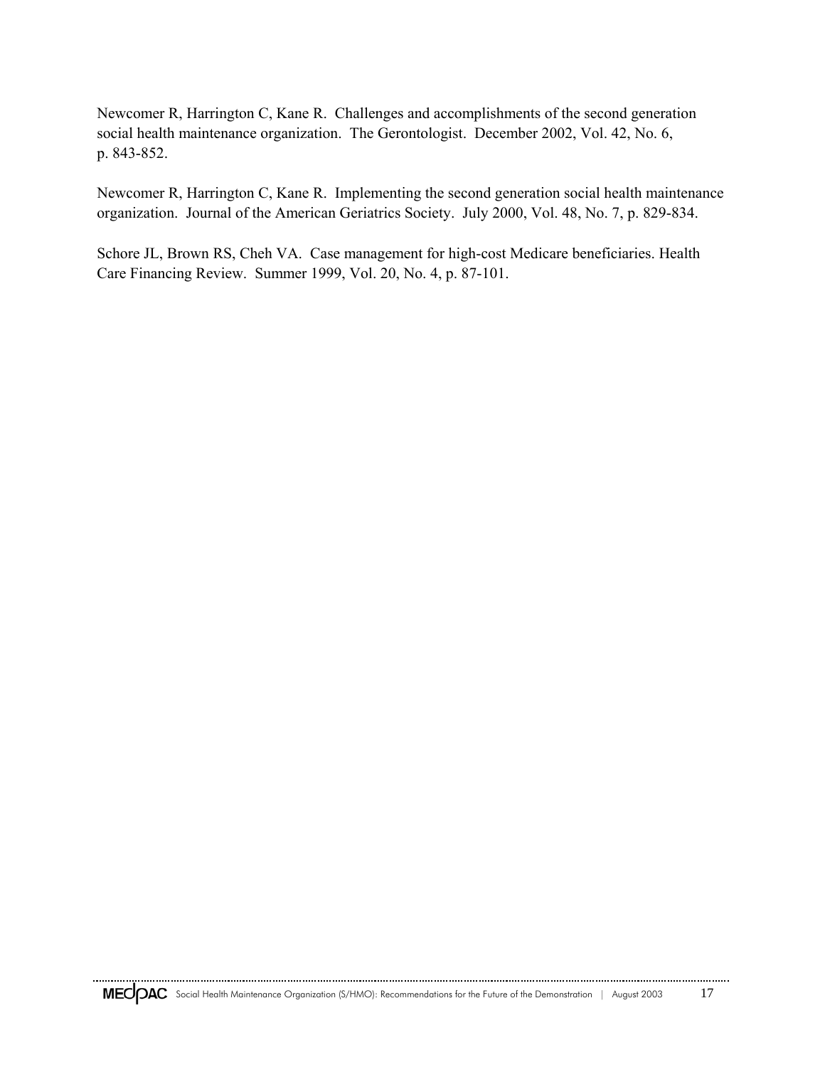Newcomer R, Harrington C, Kane R. Challenges and accomplishments of the second generation social health maintenance organization. The Gerontologist. December 2002, Vol. 42, No. 6, p. 843-852.

Newcomer R, Harrington C, Kane R. Implementing the second generation social health maintenance organization. Journal of the American Geriatrics Society. July 2000, Vol. 48, No. 7, p. 829-834.

Schore JL, Brown RS, Cheh VA. Case management for high-cost Medicare beneficiaries. Health Care Financing Review. Summer 1999, Vol. 20, No. 4, p. 87-101.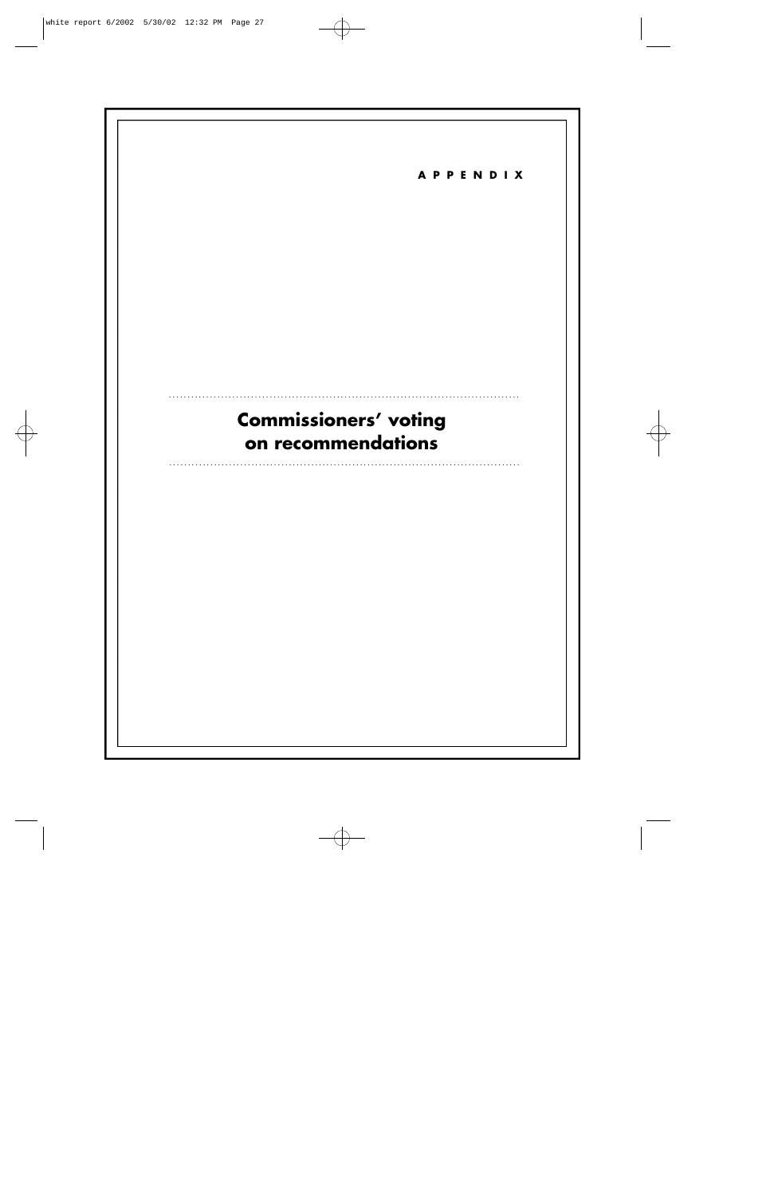APPENDIX

# Commissioners' voting on recommendations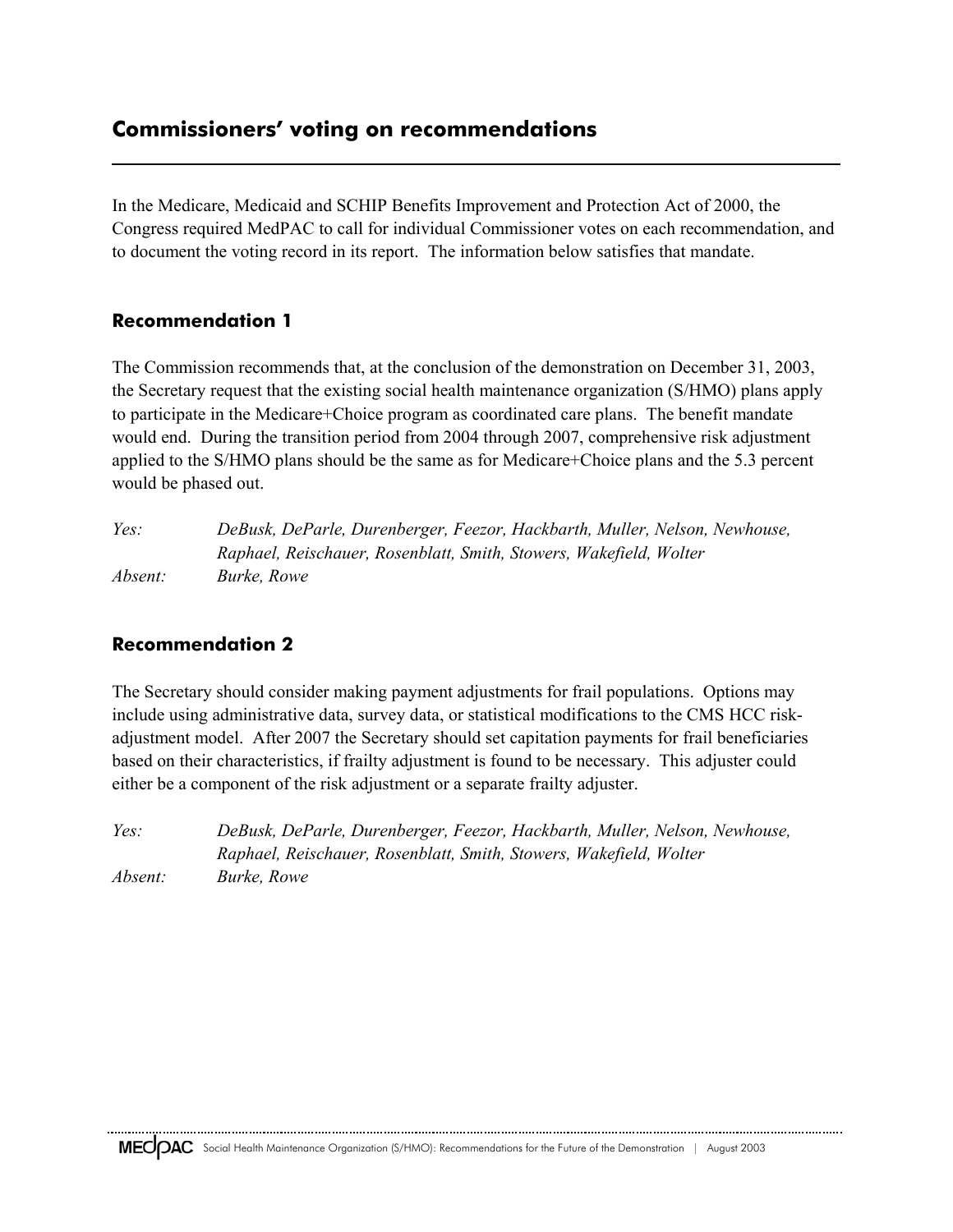## Commissioners' voting on recommendations

In the Medicare, Medicaid and SCHIP Benefits Improvement and Protection Act of 2000, the Congress required MedPAC to call for individual Commissioner votes on each recommendation, and to document the voting record in its report. The information below satisfies that mandate.

### Recommendation 1

The Commission recommends that, at the conclusion of the demonstration on December 31, 2003, the Secretary request that the existing social health maintenance organization (S/HMO) plans apply to participate in the Medicare+Choice program as coordinated care plans. The benefit mandate would end. During the transition period from 2004 through 2007, comprehensive risk adjustment applied to the S/HMO plans should be the same as for Medicare+Choice plans and the 5.3 percent would be phased out.

*Yes:* *DeBusk, DeParle, Durenberger, Feezor, Hackbarth, Muller, Nelson, Newhouse, Raphael, Reischauer, Rosenblatt, Smith, Stowers, Wakefield, Wolter*
*Absent:* *Burke, Rowe*

### Recommendation 2

The Secretary should consider making payment adjustments for frail populations. Options may include using administrative data, survey data, or statistical modifications to the CMS HCC risk-adjustment model. After 2007 the Secretary should set capitation payments for frail beneficiaries based on their characteristics, if frailty adjustment is found to be necessary. This adjuster could either be a component of the risk adjustment or a separate frailty adjuster.

*Yes:* *DeBusk, DeParle, Durenberger, Feezor, Hackbarth, Muller, Nelson, Newhouse, Raphael, Reischauer, Rosenblatt, Smith, Stowers, Wakefield, Wolter*
*Absent:* *Burke, Rowe*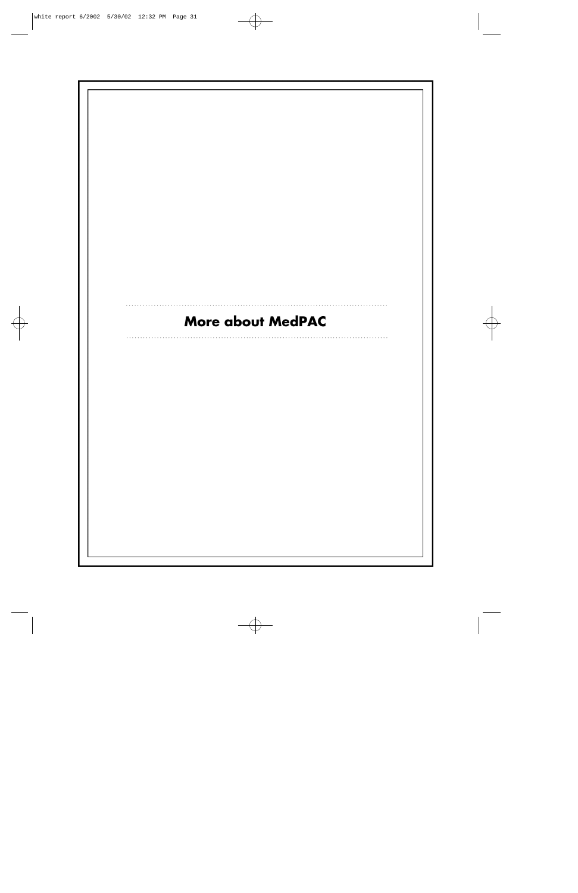# More about MedPAC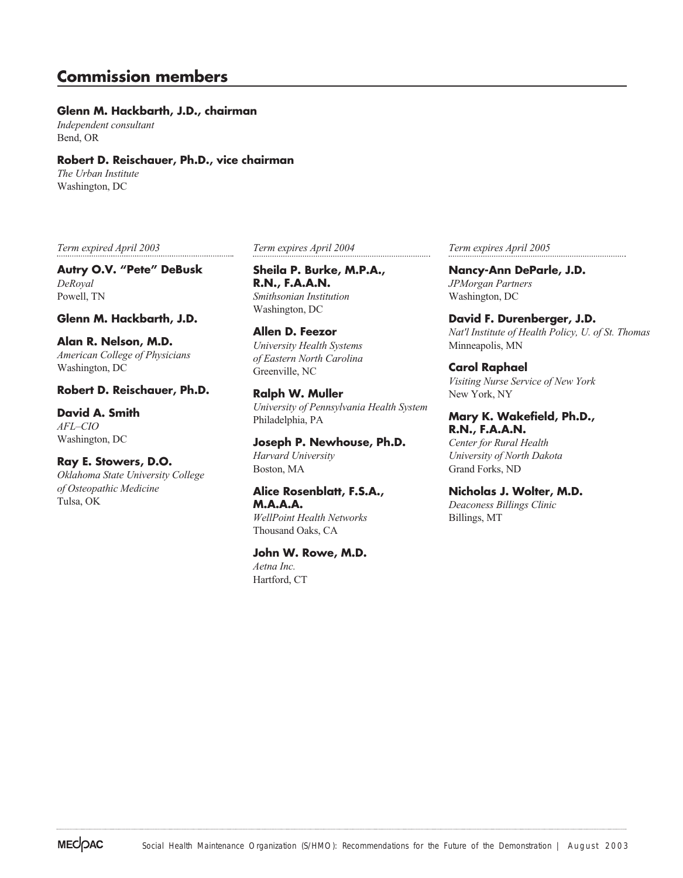## Commission members

**Glenn M. Hackbarth, J.D., chairman**
*Independent consultant*
Bend, OR

**Robert D. Reischauer, Ph.D., vice chairman**
*The Urban Institute*
Washington, DC

*Term expired April 2003*

**Autry O.V. "Pete" DeBusk**
*DeRoyal*
Powell, TN

**Glenn M. Hackbarth, J.D.**

**Alan R. Nelson, M.D.**
*American College of Physicians*
Washington, DC

**Robert D. Reischauer, Ph.D.**

**David A. Smith**
*AFL–CIO*
Washington, DC

**Ray E. Stowers, D.O.**
*Oklahoma State University College of Osteopathic Medicine*
Tulsa, OK

*Term expires April 2004*

**Sheila P. Burke, M.P.A., R.N., F.A.A.N.**
*Smithsonian Institution*
Washington, DC

**Allen D. Feezor**
*University Health Systems of Eastern North Carolina*
Greenville, NC

**Ralph W. Muller**
*University of Pennsylvania Health System*
Philadelphia, PA

**Joseph P. Newhouse, Ph.D.**
*Harvard University*
Boston, MA

**Alice Rosenblatt, F.S.A., M.A.A.A.**
*WellPoint Health Networks*
Thousand Oaks, CA

**John W. Rowe, M.D.**
*Aetna Inc.*
Hartford, CT

*Term expires April 2005*

**Nancy-Ann DeParle, J.D.**
*JPMorgan Partners*
Washington, DC

**David F. Durenberger, J.D.**
*Nat'l Institute of Health Policy, U. of St. Thomas*
Minneapolis, MN

**Carol Raphael**
*Visiting Nurse Service of New York*
New York, NY

**Mary K. Wakefield, Ph.D., R.N., F.A.A.N.**
*Center for Rural Health University of North Dakota*
Grand Forks, ND

**Nicholas J. Wolter, M.D.**
*Deaconess Billings Clinic*
Billings, MT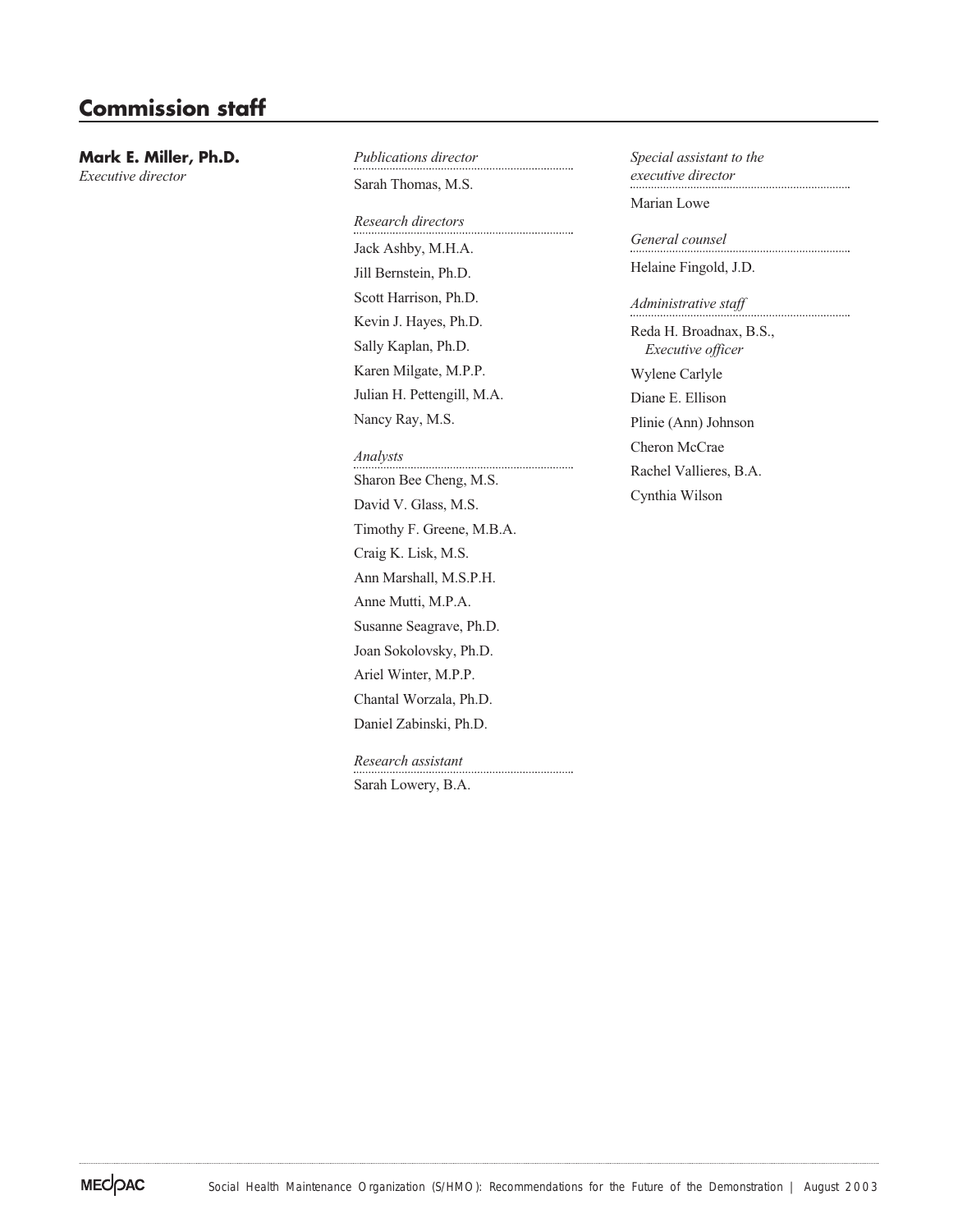# Commission staff

**Mark E. Miller, Ph.D.**
*Executive director*

*Publications director*

Sarah Thomas, M.S.

*Research directors*

Jack Ashby, M.H.A.
Jill Bernstein, Ph.D.
Scott Harrison, Ph.D.
Kevin J. Hayes, Ph.D.
Sally Kaplan, Ph.D.
Karen Milgate, M.P.P.
Julian H. Pettengill, M.A.
Nancy Ray, M.S.

*Analysts*

Sharon Bee Cheng, M.S.
David V. Glass, M.S.
Timothy F. Greene, M.B.A.
Craig K. Lisk, M.S.
Ann Marshall, M.S.P.H.
Anne Mutti, M.P.A.
Susanne Seagrave, Ph.D.
Joan Sokolovsky, Ph.D.
Ariel Winter, M.P.P.
Chantal Worzala, Ph.D.
Daniel Zabinski, Ph.D.

*Research assistant*

Sarah Lowery, B.A.

*Special assistant to the executive director*

Marian Lowe

*General counsel*

Helaine Fingold, J.D.

*Administrative staff*

Reda H. Broadnax, B.S.,
*Executive officer*
Wylene Carlyle
Diane E. Ellison
Plinie (Ann) Johnson
Cheron McCrae
Rachel Vallieres, B.A.
Cynthia Wilson